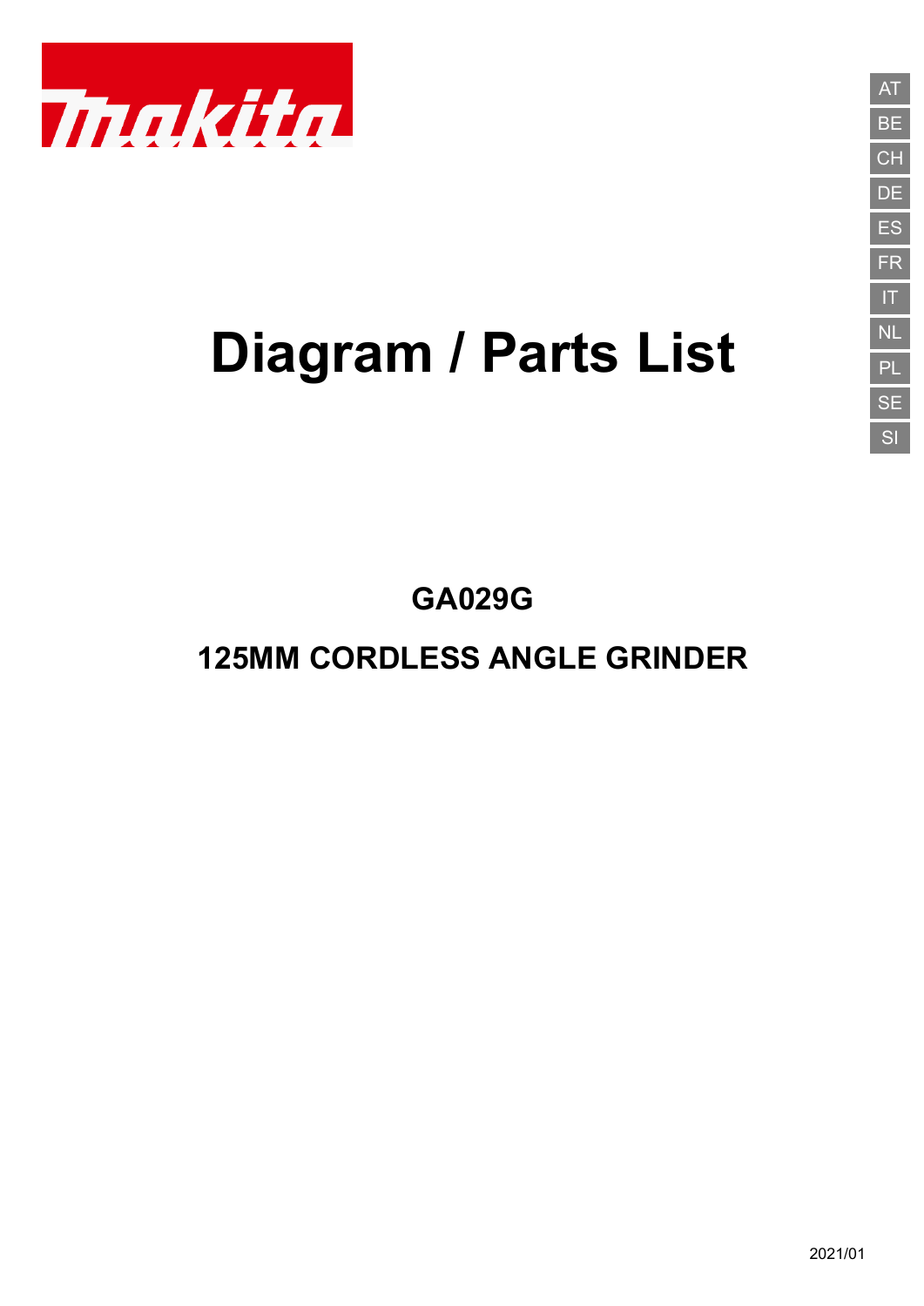makita

AT
BE
CH
DE
ES
FR
IT
NL
PL
SE
SI

# Diagram / Parts List

## GA029G

## 125MM CORDLESS ANGLE GRINDER

2021/01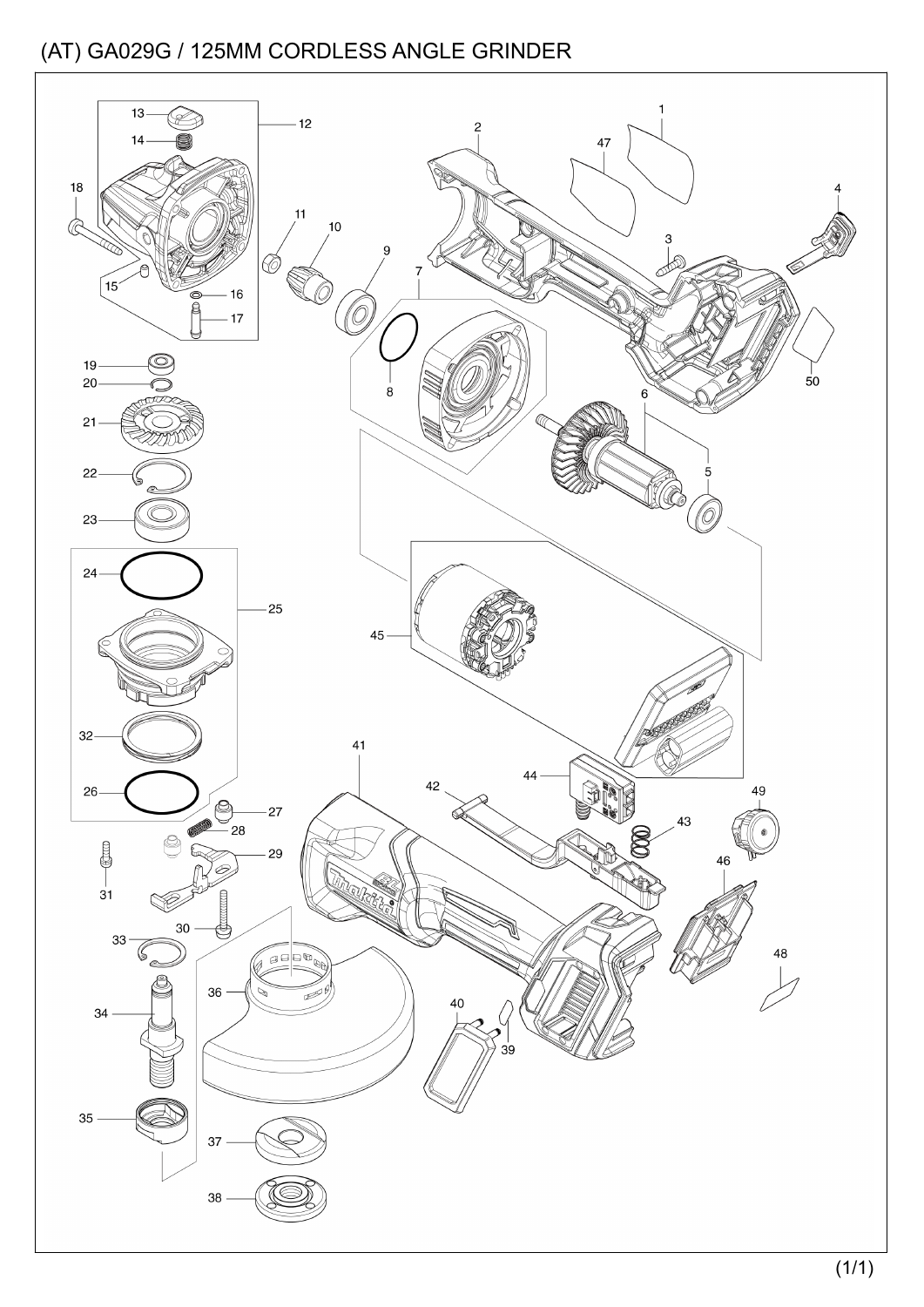# (AT) GA029G / 125MM CORDLESS ANGLE GRINDER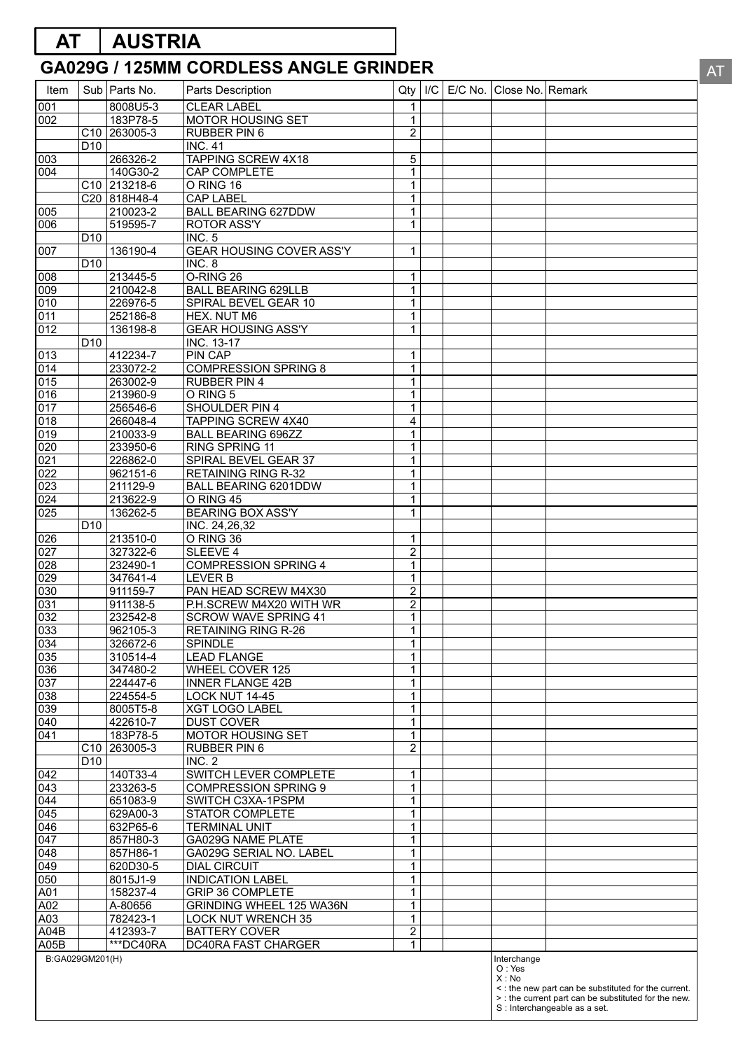# AT | AUSTRIA

## GA029G / 125MM CORDLESS ANGLE GRINDER

| Item | Sub | Parts No. | Parts Description | Qty | I/C | E/C No. | Close No. | Remark |
|---|---|---|---|---|---|---|---|---|
| 001 | | 8008U5-3 | CLEAR LABEL | 1 | | | | |
| 002 | | 183P78-5 | MOTOR HOUSING SET | 1 | | | | |
| | C10 | 263005-3 | RUBBER PIN 6 | 2 | | | | |
| | D10 | | INC. 41 | | | | | |
| 003 | | 266326-2 | TAPPING SCREW 4X18 | 5 | | | | |
| 004 | | 140G30-2 | CAP COMPLETE | 1 | | | | |
| | C10 | 213218-6 | O RING 16 | 1 | | | | |
| | C20 | 818H48-4 | CAP LABEL | 1 | | | | |
| 005 | | 210023-2 | BALL BEARING 627DDW | 1 | | | | |
| 006 | | 519595-7 | ROTOR ASS'Y | 1 | | | | |
| | D10 | | INC. 5 | | | | | |
| 007 | | 136190-4 | GEAR HOUSING COVER ASS'Y | 1 | | | | |
| | D10 | | INC. 8 | | | | | |
| 008 | | 213445-5 | O-RING 26 | 1 | | | | |
| 009 | | 210042-8 | BALL BEARING 629LLB | 1 | | | | |
| 010 | | 226976-5 | SPIRAL BEVEL GEAR 10 | 1 | | | | |
| 011 | | 252186-8 | HEX. NUT M6 | 1 | | | | |
| 012 | | 136198-8 | GEAR HOUSING ASS'Y | 1 | | | | |
| | D10 | | INC. 13-17 | | | | | |
| 013 | | 412234-7 | PIN CAP | 1 | | | | |
| 014 | | 233072-2 | COMPRESSION SPRING 8 | 1 | | | | |
| 015 | | 263002-9 | RUBBER PIN 4 | 1 | | | | |
| 016 | | 213960-9 | O RING 5 | 1 | | | | |
| 017 | | 256546-6 | SHOULDER PIN 4 | 1 | | | | |
| 018 | | 266048-4 | TAPPING SCREW 4X40 | 4 | | | | |
| 019 | | 210033-9 | BALL BEARING 696ZZ | 1 | | | | |
| 020 | | 233950-6 | RING SPRING 11 | 1 | | | | |
| 021 | | 226862-0 | SPIRAL BEVEL GEAR 37 | 1 | | | | |
| 022 | | 962151-6 | RETAINING RING R-32 | 1 | | | | |
| 023 | | 211129-9 | BALL BEARING 6201DDW | 1 | | | | |
| 024 | | 213622-9 | O RING 45 | 1 | | | | |
| 025 | | 136262-5 | BEARING BOX ASS'Y | 1 | | | | |
| | D10 | | INC. 24,26,32 | | | | | |
| 026 | | 213510-0 | O RING 36 | 1 | | | | |
| 027 | | 327322-6 | SLEEVE 4 | 2 | | | | |
| 028 | | 232490-1 | COMPRESSION SPRING 4 | 1 | | | | |
| 029 | | 347641-4 | LEVER B | 1 | | | | |
| 030 | | 911159-7 | PAN HEAD SCREW M4X30 | 2 | | | | |
| 031 | | 911138-5 | P.H.SCREW M4X20 WITH WR | 2 | | | | |
| 032 | | 232542-8 | SCROW WAVE SPRING 41 | 1 | | | | |
| 033 | | 962105-3 | RETAINING RING R-26 | 1 | | | | |
| 034 | | 326672-6 | SPINDLE | 1 | | | | |
| 035 | | 310514-4 | LEAD FLANGE | 1 | | | | |
| 036 | | 347480-2 | WHEEL COVER 125 | 1 | | | | |
| 037 | | 224447-6 | INNER FLANGE 42B | 1 | | | | |
| 038 | | 224554-5 | LOCK NUT 14-45 | 1 | | | | |
| 039 | | 8005T5-8 | XGT LOGO LABEL | 1 | | | | |
| 040 | | 422610-7 | DUST COVER | 1 | | | | |
| 041 | | 183P78-5 | MOTOR HOUSING SET | 1 | | | | |
| | C10 | 263005-3 | RUBBER PIN 6 | 2 | | | | |
| | D10 | | INC. 2 | | | | | |
| 042 | | 140T33-4 | SWITCH LEVER COMPLETE | 1 | | | | |
| 043 | | 233263-5 | COMPRESSION SPRING 9 | 1 | | | | |
| 044 | | 651083-9 | SWITCH C3XA-1PSPM | 1 | | | | |
| 045 | | 629A00-3 | STATOR COMPLETE | 1 | | | | |
| 046 | | 632P65-6 | TERMINAL UNIT | 1 | | | | |
| 047 | | 857H80-3 | GA029G NAME PLATE | 1 | | | | |
| 048 | | 857H86-1 | GA029G SERIAL NO. LABEL | 1 | | | | |
| 049 | | 620D30-5 | DIAL CIRCUIT | 1 | | | | |
| 050 | | 8015J1-9 | INDICATION LABEL | 1 | | | | |
| A01 | | 158237-4 | GRIP 36 COMPLETE | 1 | | | | |
| A02 | | A-80656 | GRINDING WHEEL 125 WA36N | 1 | | | | |
| A03 | | 782423-1 | LOCK NUT WRENCH 35 | 1 | | | | |
| A04B | | 412393-7 | BATTERY COVER | 2 | | | | |
| A05B | | ***DC40RA | DC40RA FAST CHARGER | 1 | | | | |

B:GA029GM201(H)

Interchange
O : Yes
X : No
< : the new part can be substituted for the current.
> : the current part can be substituted for the new.
S : Interchangeable as a set.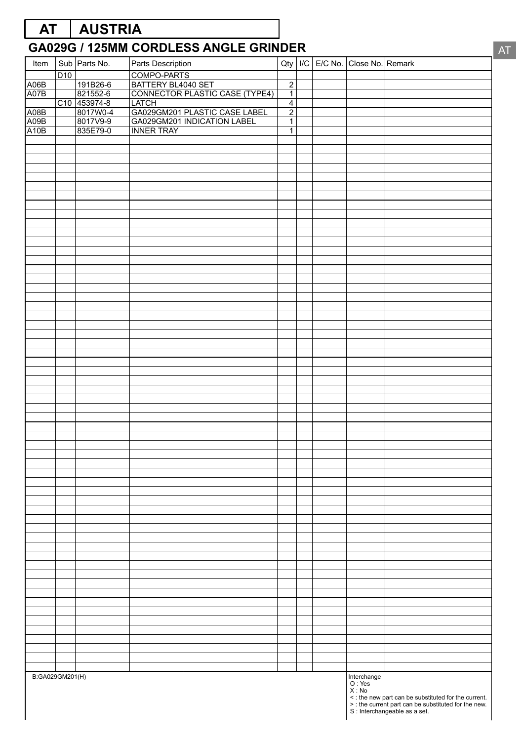# AT | AUSTRIA

## GA029G / 125MM CORDLESS ANGLE GRINDER

| Item | Sub | Parts No. | Parts Description | Qty | I/C | E/C No. | Close No. | Remark |
|---|---|---|---|---|---|---|---|---|
| | D10 | | COMPO-PARTS | | | | | |
| A06B | | 191B26-6 | BATTERY BL4040 SET | 2 | | | | |
| A07B | | 821552-6 | CONNECTOR PLASTIC CASE (TYPE4) | 1 | | | | |
| | C10 | 453974-8 | LATCH | 4 | | | | |
| A08B | | 8017W0-4 | GA029GM201 PLASTIC CASE LABEL | 2 | | | | |
| A09B | | 8017V9-9 | GA029GM201 INDICATION LABEL | 1 | | | | |
| A10B | | 835E79-0 | INNER TRAY | 1 | | | | |

B:GA029GM201(H)

Interchange
O : Yes
X : No
< : the new part can be substituted for the current.
> : the current part can be substituted for the new.
S : Interchangeable as a set.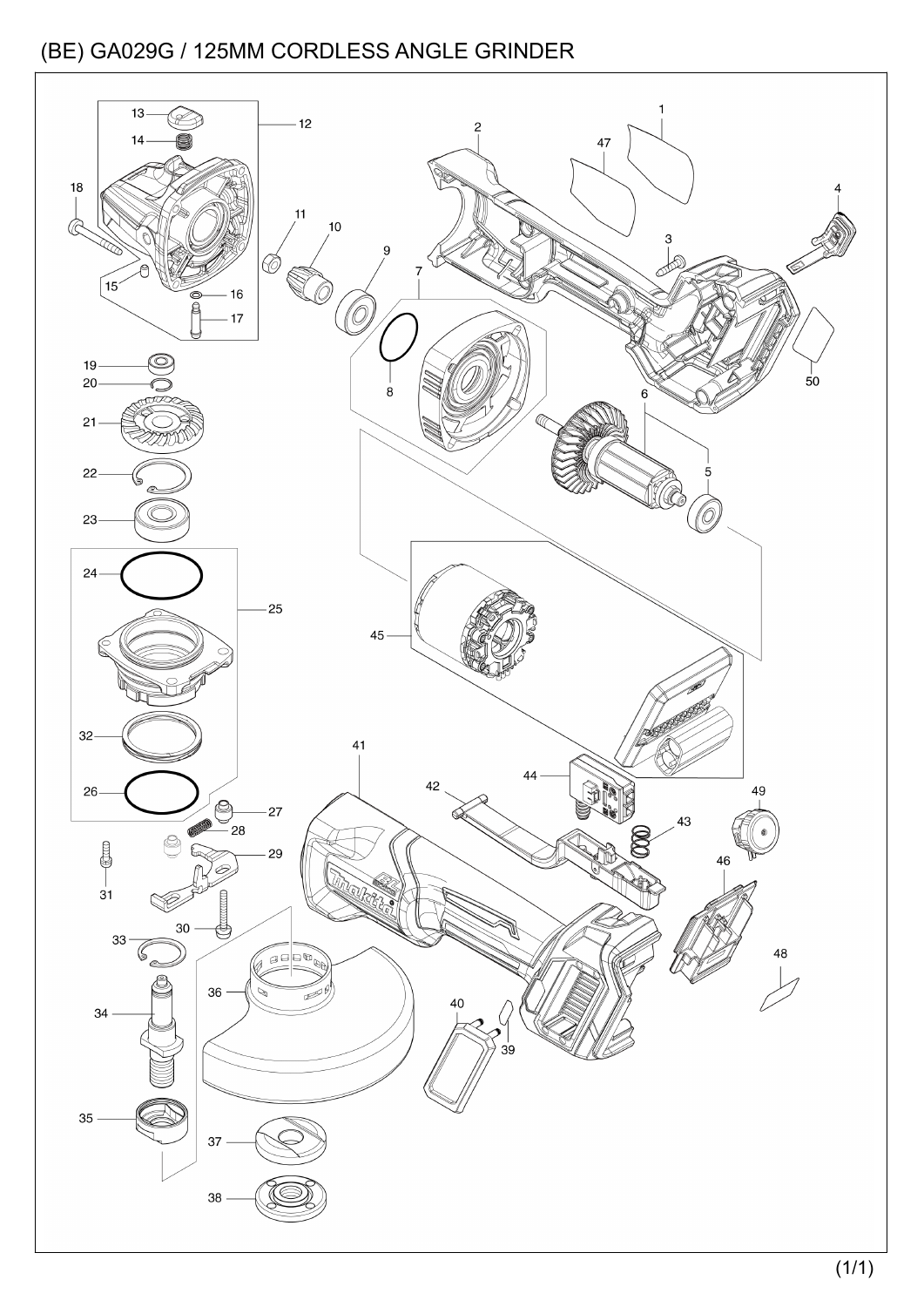# (BE) GA029G / 125MM CORDLESS ANGLE GRINDER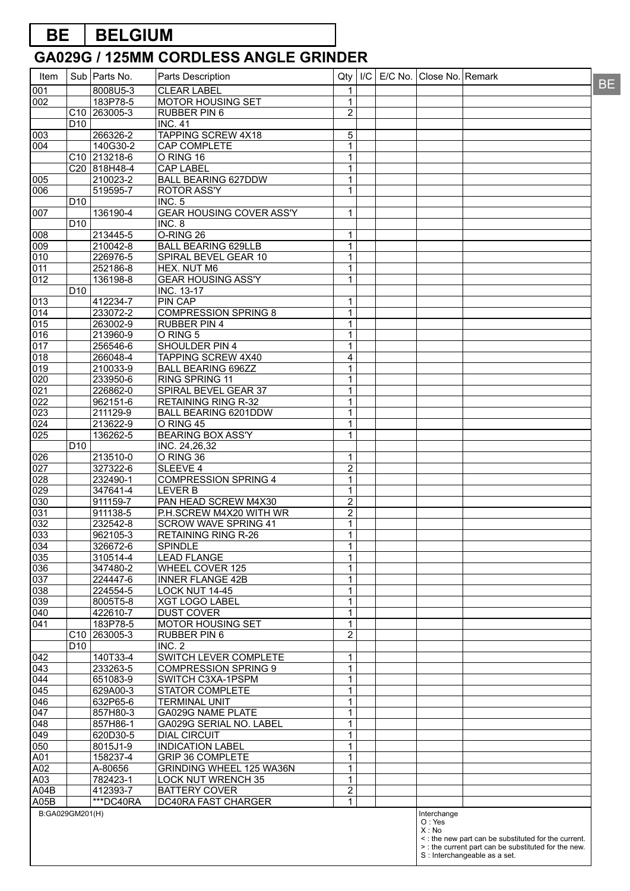# BE | BELGIUM

## GA029G / 125MM CORDLESS ANGLE GRINDER

| Item | Sub | Parts No. | Parts Description | Qty | I/C | E/C No. | Close No. | Remark |
|---|---|---|---|---|---|---|---|---|
| 001 | | 8008U5-3 | CLEAR LABEL | 1 | | | | |
| 002 | | 183P78-5 | MOTOR HOUSING SET | 1 | | | | |
| | C10 | 263005-3 | RUBBER PIN 6 | 2 | | | | |
| | D10 | | INC. 41 | | | | | |
| 003 | | 266326-2 | TAPPING SCREW 4X18 | 5 | | | | |
| 004 | | 140G30-2 | CAP COMPLETE | 1 | | | | |
| | C10 | 213218-6 | O RING 16 | 1 | | | | |
| | C20 | 818H48-4 | CAP LABEL | 1 | | | | |
| 005 | | 210023-2 | BALL BEARING 627DDW | 1 | | | | |
| 006 | | 519595-7 | ROTOR ASS'Y | 1 | | | | |
| | D10 | | INC. 5 | | | | | |
| 007 | | 136190-4 | GEAR HOUSING COVER ASS'Y | 1 | | | | |
| | D10 | | INC. 8 | | | | | |
| 008 | | 213445-5 | O-RING 26 | 1 | | | | |
| 009 | | 210042-8 | BALL BEARING 629LLB | 1 | | | | |
| 010 | | 226976-5 | SPIRAL BEVEL GEAR 10 | 1 | | | | |
| 011 | | 252186-8 | HEX. NUT M6 | 1 | | | | |
| 012 | | 136198-8 | GEAR HOUSING ASS'Y | 1 | | | | |
| | D10 | | INC. 13-17 | | | | | |
| 013 | | 412234-7 | PIN CAP | 1 | | | | |
| 014 | | 233072-2 | COMPRESSION SPRING 8 | 1 | | | | |
| 015 | | 263002-9 | RUBBER PIN 4 | 1 | | | | |
| 016 | | 213960-9 | O RING 5 | 1 | | | | |
| 017 | | 256546-6 | SHOULDER PIN 4 | 1 | | | | |
| 018 | | 266048-4 | TAPPING SCREW 4X40 | 4 | | | | |
| 019 | | 210033-9 | BALL BEARING 696ZZ | 1 | | | | |
| 020 | | 233950-6 | RING SPRING 11 | 1 | | | | |
| 021 | | 226862-0 | SPIRAL BEVEL GEAR 37 | 1 | | | | |
| 022 | | 962151-6 | RETAINING RING R-32 | 1 | | | | |
| 023 | | 211129-9 | BALL BEARING 6201DDW | 1 | | | | |
| 024 | | 213622-9 | O RING 45 | 1 | | | | |
| 025 | | 136262-5 | BEARING BOX ASS'Y | 1 | | | | |
| | D10 | | INC. 24,26,32 | | | | | |
| 026 | | 213510-0 | O RING 36 | 1 | | | | |
| 027 | | 327322-6 | SLEEVE 4 | 2 | | | | |
| 028 | | 232490-1 | COMPRESSION SPRING 4 | 1 | | | | |
| 029 | | 347641-4 | LEVER B | 1 | | | | |
| 030 | | 911159-7 | PAN HEAD SCREW M4X30 | 2 | | | | |
| 031 | | 911138-5 | P.H.SCREW M4X20 WITH WR | 2 | | | | |
| 032 | | 232542-8 | SCROW WAVE SPRING 41 | 1 | | | | |
| 033 | | 962105-3 | RETAINING RING R-26 | 1 | | | | |
| 034 | | 326672-6 | SPINDLE | 1 | | | | |
| 035 | | 310514-4 | LEAD FLANGE | 1 | | | | |
| 036 | | 347480-2 | WHEEL COVER 125 | 1 | | | | |
| 037 | | 224447-6 | INNER FLANGE 42B | 1 | | | | |
| 038 | | 224554-5 | LOCK NUT 14-45 | 1 | | | | |
| 039 | | 8005T5-8 | XGT LOGO LABEL | 1 | | | | |
| 040 | | 422610-7 | DUST COVER | 1 | | | | |
| 041 | | 183P78-5 | MOTOR HOUSING SET | 1 | | | | |
| | C10 | 263005-3 | RUBBER PIN 6 | 2 | | | | |
| | D10 | | INC. 2 | | | | | |
| 042 | | 140T33-4 | SWITCH LEVER COMPLETE | 1 | | | | |
| 043 | | 233263-5 | COMPRESSION SPRING 9 | 1 | | | | |
| 044 | | 651083-9 | SWITCH C3XA-1PSPM | 1 | | | | |
| 045 | | 629A00-3 | STATOR COMPLETE | 1 | | | | |
| 046 | | 632P65-6 | TERMINAL UNIT | 1 | | | | |
| 047 | | 857H80-3 | GA029G NAME PLATE | 1 | | | | |
| 048 | | 857H86-1 | GA029G SERIAL NO. LABEL | 1 | | | | |
| 049 | | 620D30-5 | DIAL CIRCUIT | 1 | | | | |
| 050 | | 8015J1-9 | INDICATION LABEL | 1 | | | | |
| A01 | | 158237-4 | GRIP 36 COMPLETE | 1 | | | | |
| A02 | | A-80656 | GRINDING WHEEL 125 WA36N | 1 | | | | |
| A03 | | 782423-1 | LOCK NUT WRENCH 35 | 1 | | | | |
| A04B | | 412393-7 | BATTERY COVER | 2 | | | | |
| A05B | | ***DC40RA | DC40RA FAST CHARGER | 1 | | | | |

B:GA029GM201(H)

Interchange
O : Yes
X : No
< : the new part can be substituted for the current.
> : the current part can be substituted for the new.
S : Interchangeable as a set.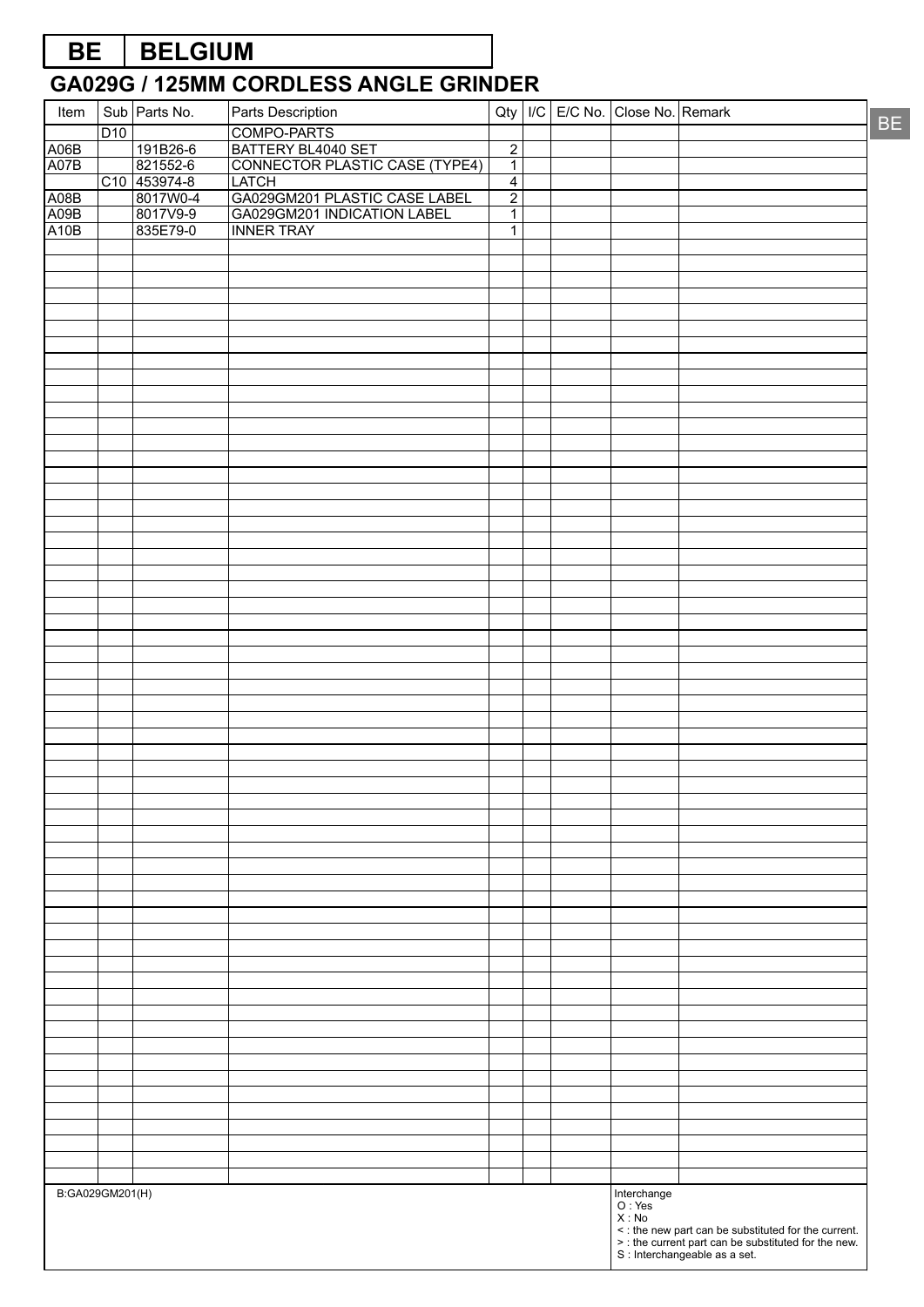# BE | BELGIUM

## GA029G / 125MM CORDLESS ANGLE GRINDER

| Item | Sub | Parts No. | Parts Description | Qty | I/C | E/C No. | Close No. | Remark |
|---|---|---|---|---|---|---|---|---|
| | D10 | | COMPO-PARTS | | | | | |
| A06B | | 191B26-6 | BATTERY BL4040 SET | 2 | | | | |
| A07B | | 821552-6 | CONNECTOR PLASTIC CASE (TYPE4) | 1 | | | | |
| | C10 | 453974-8 | LATCH | 4 | | | | |
| A08B | | 8017W0-4 | GA029GM201 PLASTIC CASE LABEL | 2 | | | | |
| A09B | | 8017V9-9 | GA029GM201 INDICATION LABEL | 1 | | | | |
| A10B | | 835E79-0 | INNER TRAY | 1 | | | | |

B:GA029GM201(H)

Interchange
O : Yes
X : No
< : the new part can be substituted for the current.
> : the current part can be substituted for the new.
S : Interchangeable as a set.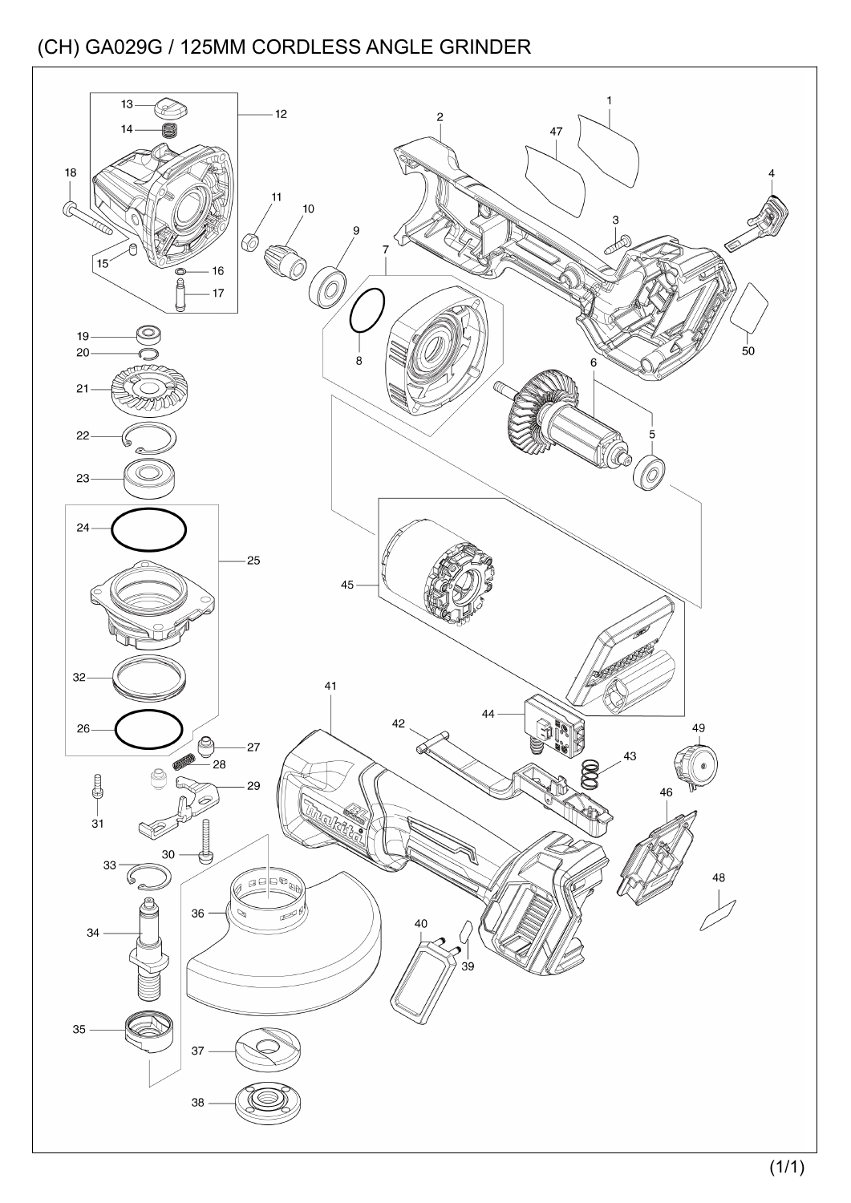# (CH) GA029G / 125MM CORDLESS ANGLE GRINDER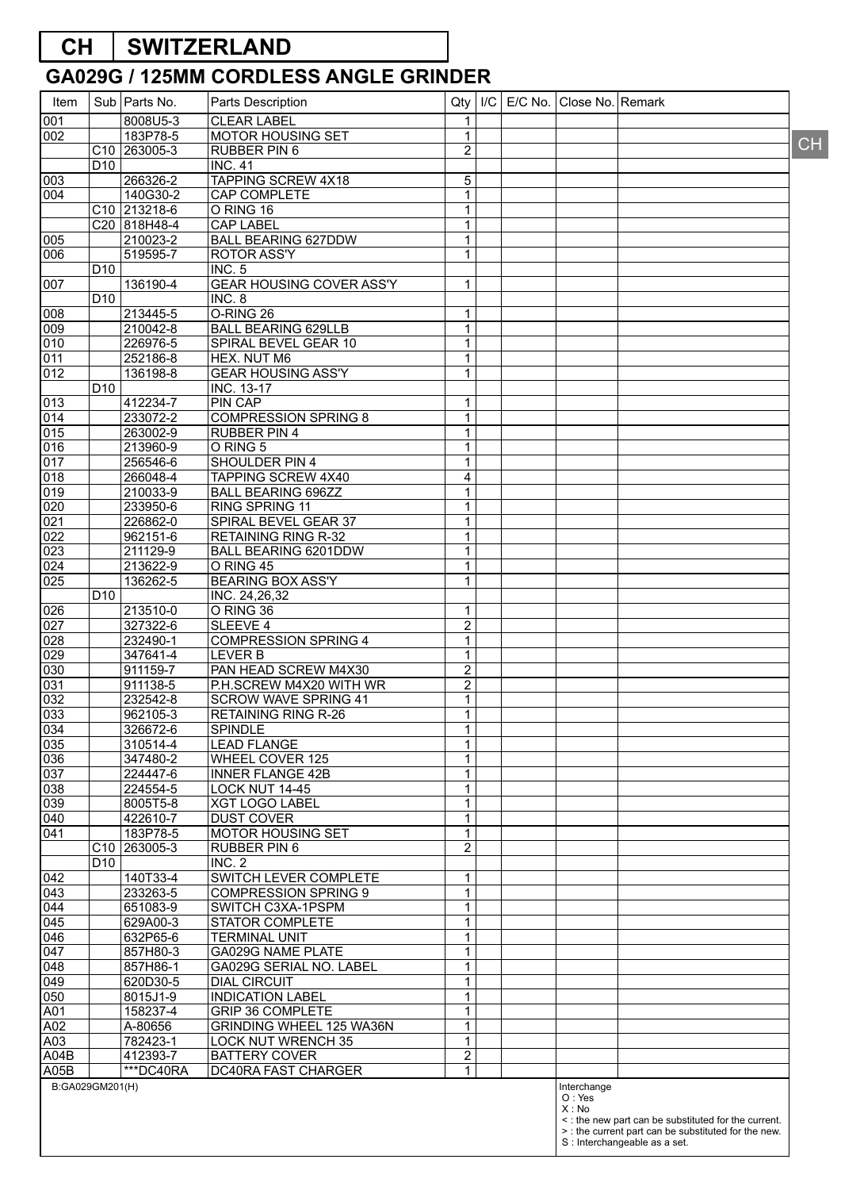# CH | SWITZERLAND

## GA029G / 125MM CORDLESS ANGLE GRINDER

| Item | Sub | Parts No. | Parts Description | Qty | I/C | E/C No. | Close No. | Remark |
|---|---|---|---|---|---|---|---|---|
| 001 | | 8008U5-3 | CLEAR LABEL | 1 | | | | |
| 002 | | 183P78-5 | MOTOR HOUSING SET | 1 | | | | |
| | C10 | 263005-3 | RUBBER PIN 6 | 2 | | | | |
| | D10 | | INC. 41 | | | | | |
| 003 | | 266326-2 | TAPPING SCREW 4X18 | 5 | | | | |
| 004 | | 140G30-2 | CAP COMPLETE | 1 | | | | |
| | C10 | 213218-6 | O RING 16 | 1 | | | | |
| | C20 | 818H48-4 | CAP LABEL | 1 | | | | |
| 005 | | 210023-2 | BALL BEARING 627DDW | 1 | | | | |
| 006 | | 519595-7 | ROTOR ASS'Y | 1 | | | | |
| | D10 | | INC. 5 | | | | | |
| 007 | | 136190-4 | GEAR HOUSING COVER ASS'Y | 1 | | | | |
| | D10 | | INC. 8 | | | | | |
| 008 | | 213445-5 | O-RING 26 | 1 | | | | |
| 009 | | 210042-8 | BALL BEARING 629LLB | 1 | | | | |
| 010 | | 226976-5 | SPIRAL BEVEL GEAR 10 | 1 | | | | |
| 011 | | 252186-8 | HEX. NUT M6 | 1 | | | | |
| 012 | | 136198-8 | GEAR HOUSING ASS'Y | 1 | | | | |
| | D10 | | INC. 13-17 | | | | | |
| 013 | | 412234-7 | PIN CAP | 1 | | | | |
| 014 | | 233072-2 | COMPRESSION SPRING 8 | 1 | | | | |
| 015 | | 263002-9 | RUBBER PIN 4 | 1 | | | | |
| 016 | | 213960-9 | O RING 5 | 1 | | | | |
| 017 | | 256546-6 | SHOULDER PIN 4 | 1 | | | | |
| 018 | | 266048-4 | TAPPING SCREW 4X40 | 4 | | | | |
| 019 | | 210033-9 | BALL BEARING 696ZZ | 1 | | | | |
| 020 | | 233950-6 | RING SPRING 11 | 1 | | | | |
| 021 | | 226862-0 | SPIRAL BEVEL GEAR 37 | 1 | | | | |
| 022 | | 962151-6 | RETAINING RING R-32 | 1 | | | | |
| 023 | | 211129-9 | BALL BEARING 6201DDW | 1 | | | | |
| 024 | | 213622-9 | O RING 45 | 1 | | | | |
| 025 | | 136262-5 | BEARING BOX ASS'Y | 1 | | | | |
| | D10 | | INC. 24,26,32 | | | | | |
| 026 | | 213510-0 | O RING 36 | 1 | | | | |
| 027 | | 327322-6 | SLEEVE 4 | 2 | | | | |
| 028 | | 232490-1 | COMPRESSION SPRING 4 | 1 | | | | |
| 029 | | 347641-4 | LEVER B | 1 | | | | |
| 030 | | 911159-7 | PAN HEAD SCREW M4X30 | 2 | | | | |
| 031 | | 911138-5 | P.H.SCREW M4X20 WITH WR | 2 | | | | |
| 032 | | 232542-8 | SCROW WAVE SPRING 41 | 1 | | | | |
| 033 | | 962105-3 | RETAINING RING R-26 | 1 | | | | |
| 034 | | 326672-6 | SPINDLE | 1 | | | | |
| 035 | | 310514-4 | LEAD FLANGE | 1 | | | | |
| 036 | | 347480-2 | WHEEL COVER 125 | 1 | | | | |
| 037 | | 224447-6 | INNER FLANGE 42B | 1 | | | | |
| 038 | | 224554-5 | LOCK NUT 14-45 | 1 | | | | |
| 039 | | 8005T5-8 | XGT LOGO LABEL | 1 | | | | |
| 040 | | 422610-7 | DUST COVER | 1 | | | | |
| 041 | | 183P78-5 | MOTOR HOUSING SET | 1 | | | | |
| | C10 | 263005-3 | RUBBER PIN 6 | 2 | | | | |
| | D10 | | INC. 2 | | | | | |
| 042 | | 140T33-4 | SWITCH LEVER COMPLETE | 1 | | | | |
| 043 | | 233263-5 | COMPRESSION SPRING 9 | 1 | | | | |
| 044 | | 651083-9 | SWITCH C3XA-1PSPM | 1 | | | | |
| 045 | | 629A00-3 | STATOR COMPLETE | 1 | | | | |
| 046 | | 632P65-6 | TERMINAL UNIT | 1 | | | | |
| 047 | | 857H80-3 | GA029G NAME PLATE | 1 | | | | |
| 048 | | 857H86-1 | GA029G SERIAL NO. LABEL | 1 | | | | |
| 049 | | 620D30-5 | DIAL CIRCUIT | 1 | | | | |
| 050 | | 8015J1-9 | INDICATION LABEL | 1 | | | | |
| A01 | | 158237-4 | GRIP 36 COMPLETE | 1 | | | | |
| A02 | | A-80656 | GRINDING WHEEL 125 WA36N | 1 | | | | |
| A03 | | 782423-1 | LOCK NUT WRENCH 35 | 1 | | | | |
| A04B | | 412393-7 | BATTERY COVER | 2 | | | | |
| A05B | | ***DC40RA | DC40RA FAST CHARGER | 1 | | | | |

B:GA029GM201(H)

Interchange
O : Yes
X : No
< : the new part can be substituted for the current.
> : the current part can be substituted for the new.
S : Interchangeable as a set.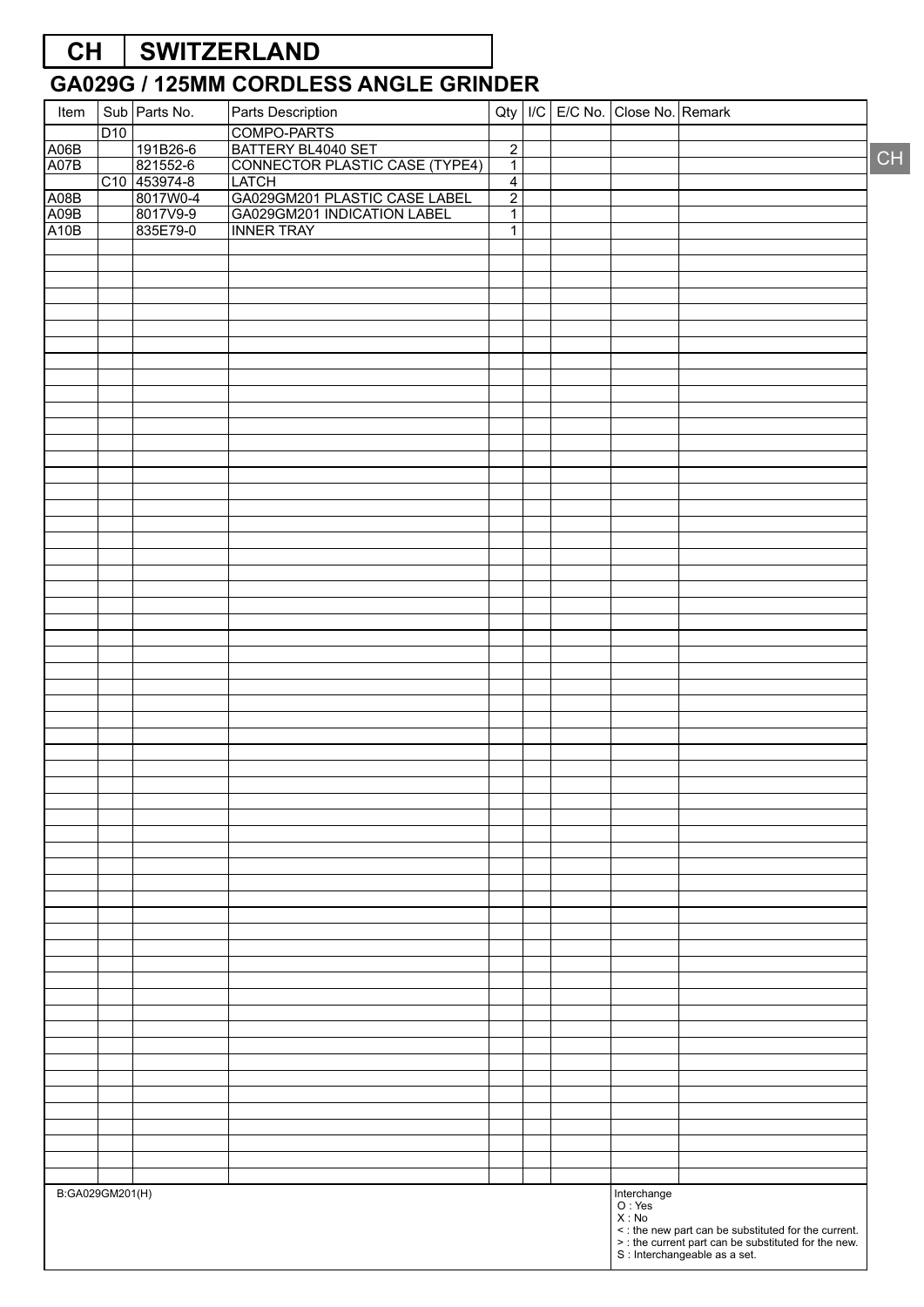# CH | SWITZERLAND

## GA029G / 125MM CORDLESS ANGLE GRINDER

| Item | Sub | Parts No. | Parts Description | Qty | I/C | E/C No. | Close No. | Remark |
|---|---|---|---|---|---|---|---|---|
| | D10 | | COMPO-PARTS | | | | | |
| A06B | | 191B26-6 | BATTERY BL4040 SET | 2 | | | | |
| A07B | | 821552-6 | CONNECTOR PLASTIC CASE (TYPE4) | 1 | | | | |
| | C10 | 453974-8 | LATCH | 4 | | | | |
| A08B | | 8017W0-4 | GA029GM201 PLASTIC CASE LABEL | 2 | | | | |
| A09B | | 8017V9-9 | GA029GM201 INDICATION LABEL | 1 | | | | |
| A10B | | 835E79-0 | INNER TRAY | 1 | | | | |

B:GA029GM201(H)

Interchange
O : Yes
X : No
< : the new part can be substituted for the current.
> : the current part can be substituted for the new.
S : Interchangeable as a set.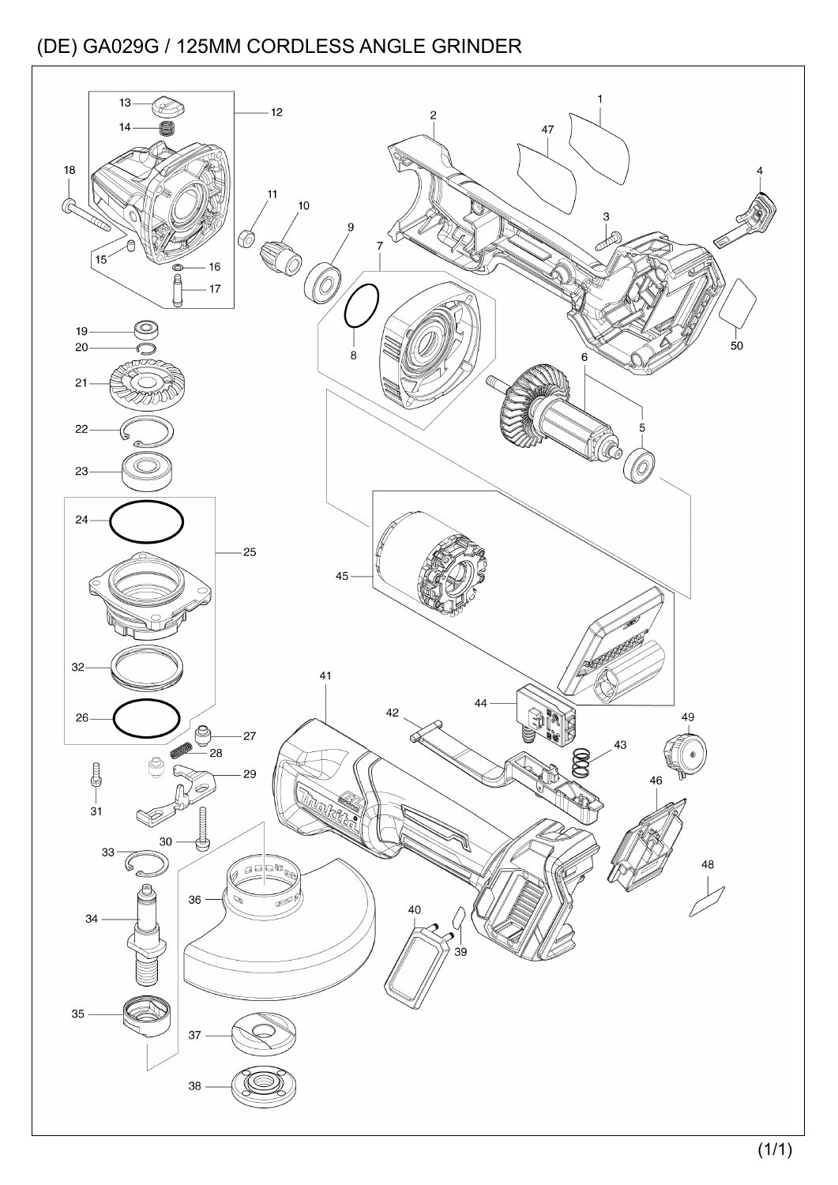# (DE) GA029G / 125MM CORDLESS ANGLE GRINDER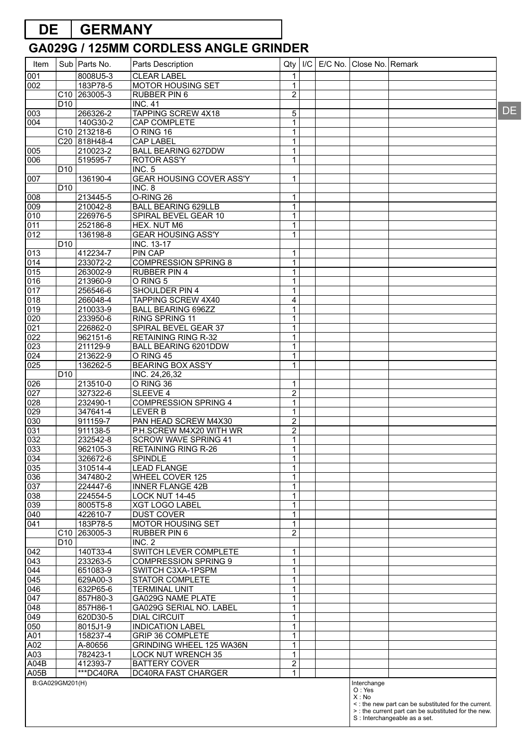# DE | GERMANY

## GA029G / 125MM CORDLESS ANGLE GRINDER

| Item | Sub | Parts No. | Parts Description | Qty | I/C | E/C No. | Close No. | Remark |
|---|---|---|---|---|---|---|---|---|
| 001 | | 8008U5-3 | CLEAR LABEL | 1 | | | | |
| 002 | | 183P78-5 | MOTOR HOUSING SET | 1 | | | | |
| | C10 | 263005-3 | RUBBER PIN 6 | 2 | | | | |
| | D10 | | INC. 41 | | | | | |
| 003 | | 266326-2 | TAPPING SCREW 4X18 | 5 | | | | |
| 004 | | 140G30-2 | CAP COMPLETE | 1 | | | | |
| | C10 | 213218-6 | O RING 16 | 1 | | | | |
| | C20 | 818H48-4 | CAP LABEL | 1 | | | | |
| 005 | | 210023-2 | BALL BEARING 627DDW | 1 | | | | |
| 006 | | 519595-7 | ROTOR ASS'Y | 1 | | | | |
| | D10 | | INC. 5 | | | | | |
| 007 | | 136190-4 | GEAR HOUSING COVER ASS'Y | 1 | | | | |
| | D10 | | INC. 8 | | | | | |
| 008 | | 213445-5 | O-RING 26 | 1 | | | | |
| 009 | | 210042-8 | BALL BEARING 629LLB | 1 | | | | |
| 010 | | 226976-5 | SPIRAL BEVEL GEAR 10 | 1 | | | | |
| 011 | | 252186-8 | HEX. NUT M6 | 1 | | | | |
| 012 | | 136198-8 | GEAR HOUSING ASS'Y | 1 | | | | |
| | D10 | | INC. 13-17 | | | | | |
| 013 | | 412234-7 | PIN CAP | 1 | | | | |
| 014 | | 233072-2 | COMPRESSION SPRING 8 | 1 | | | | |
| 015 | | 263002-9 | RUBBER PIN 4 | 1 | | | | |
| 016 | | 213960-9 | O RING 5 | 1 | | | | |
| 017 | | 256546-6 | SHOULDER PIN 4 | 1 | | | | |
| 018 | | 266048-4 | TAPPING SCREW 4X40 | 4 | | | | |
| 019 | | 210033-9 | BALL BEARING 696ZZ | 1 | | | | |
| 020 | | 233950-6 | RING SPRING 11 | 1 | | | | |
| 021 | | 226862-0 | SPIRAL BEVEL GEAR 37 | 1 | | | | |
| 022 | | 962151-6 | RETAINING RING R-32 | 1 | | | | |
| 023 | | 211129-9 | BALL BEARING 6201DDW | 1 | | | | |
| 024 | | 213622-9 | O RING 45 | 1 | | | | |
| 025 | | 136262-5 | BEARING BOX ASS'Y | 1 | | | | |
| | D10 | | INC. 24,26,32 | | | | | |
| 026 | | 213510-0 | O RING 36 | 1 | | | | |
| 027 | | 327322-6 | SLEEVE 4 | 2 | | | | |
| 028 | | 232490-1 | COMPRESSION SPRING 4 | 1 | | | | |
| 029 | | 347641-4 | LEVER B | 1 | | | | |
| 030 | | 911159-7 | PAN HEAD SCREW M4X30 | 2 | | | | |
| 031 | | 911138-5 | P.H.SCREW M4X20 WITH WR | 2 | | | | |
| 032 | | 232542-8 | SCROW WAVE SPRING 41 | 1 | | | | |
| 033 | | 962105-3 | RETAINING RING R-26 | 1 | | | | |
| 034 | | 326672-6 | SPINDLE | 1 | | | | |
| 035 | | 310514-4 | LEAD FLANGE | 1 | | | | |
| 036 | | 347480-2 | WHEEL COVER 125 | 1 | | | | |
| 037 | | 224447-6 | INNER FLANGE 42B | 1 | | | | |
| 038 | | 224554-5 | LOCK NUT 14-45 | 1 | | | | |
| 039 | | 8005T5-8 | XGT LOGO LABEL | 1 | | | | |
| 040 | | 422610-7 | DUST COVER | 1 | | | | |
| 041 | | 183P78-5 | MOTOR HOUSING SET | 1 | | | | |
| | C10 | 263005-3 | RUBBER PIN 6 | 2 | | | | |
| | D10 | | INC. 2 | | | | | |
| 042 | | 140T33-4 | SWITCH LEVER COMPLETE | 1 | | | | |
| 043 | | 233263-5 | COMPRESSION SPRING 9 | 1 | | | | |
| 044 | | 651083-9 | SWITCH C3XA-1PSPM | 1 | | | | |
| 045 | | 629A00-3 | STATOR COMPLETE | 1 | | | | |
| 046 | | 632P65-6 | TERMINAL UNIT | 1 | | | | |
| 047 | | 857H80-3 | GA029G NAME PLATE | 1 | | | | |
| 048 | | 857H86-1 | GA029G SERIAL NO. LABEL | 1 | | | | |
| 049 | | 620D30-5 | DIAL CIRCUIT | 1 | | | | |
| 050 | | 8015J1-9 | INDICATION LABEL | 1 | | | | |
| A01 | | 158237-4 | GRIP 36 COMPLETE | 1 | | | | |
| A02 | | A-80656 | GRINDING WHEEL 125 WA36N | 1 | | | | |
| A03 | | 782423-1 | LOCK NUT WRENCH 35 | 1 | | | | |
| A04B | | 412393-7 | BATTERY COVER | 2 | | | | |
| A05B | | ***DC40RA | DC40RA FAST CHARGER | 1 | | | | |

B:GA029GM201(H)

Interchange
O : Yes
X : No
< : the new part can be substituted for the current.
> : the current part can be substituted for the new.
S : Interchangeable as a set.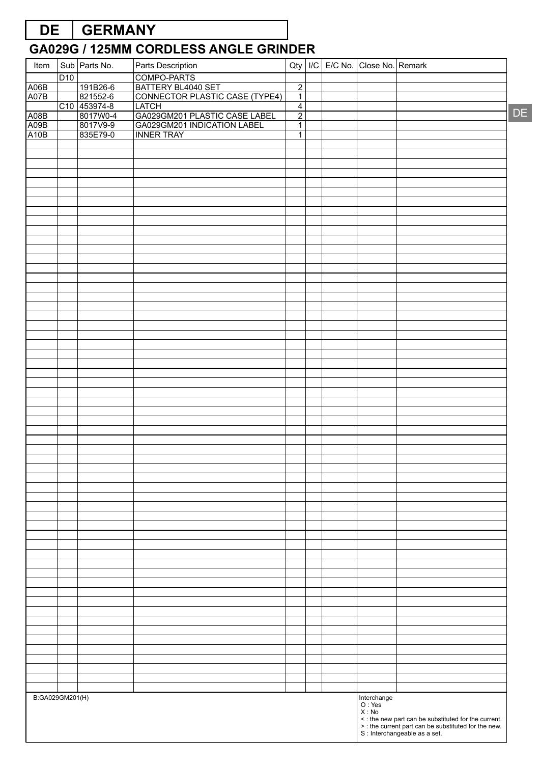# DE | GERMANY

## GA029G / 125MM CORDLESS ANGLE GRINDER

| Item | Sub | Parts No. | Parts Description | Qty | I/C | E/C No. | Close No. | Remark |
|---|---|---|---|---|---|---|---|---|
| | D10 | | COMPO-PARTS | | | | | |
| A06B | | 191B26-6 | BATTERY BL4040 SET | 2 | | | | |
| A07B | | 821552-6 | CONNECTOR PLASTIC CASE (TYPE4) | 1 | | | | |
| | C10 | 453974-8 | LATCH | 4 | | | | |
| A08B | | 8017W0-4 | GA029GM201 PLASTIC CASE LABEL | 2 | | | | |
| A09B | | 8017V9-9 | GA029GM201 INDICATION LABEL | 1 | | | | |
| A10B | | 835E79-0 | INNER TRAY | 1 | | | | |

B:GA029GM201(H)

Interchange
O : Yes
X : No
< : the new part can be substituted for the current.
> : the current part can be substituted for the new.
S : Interchangeable as a set.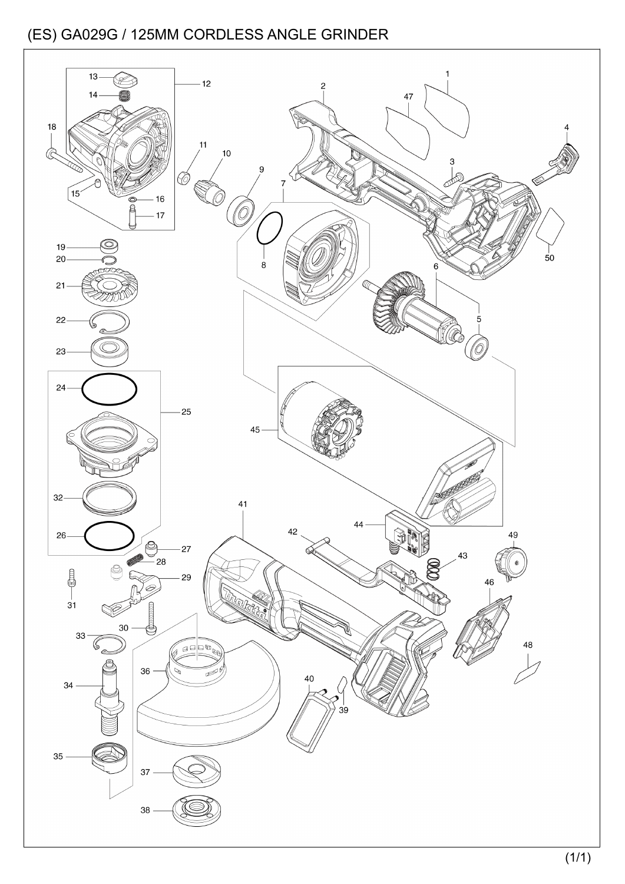# (ES) GA029G / 125MM CORDLESS ANGLE GRINDER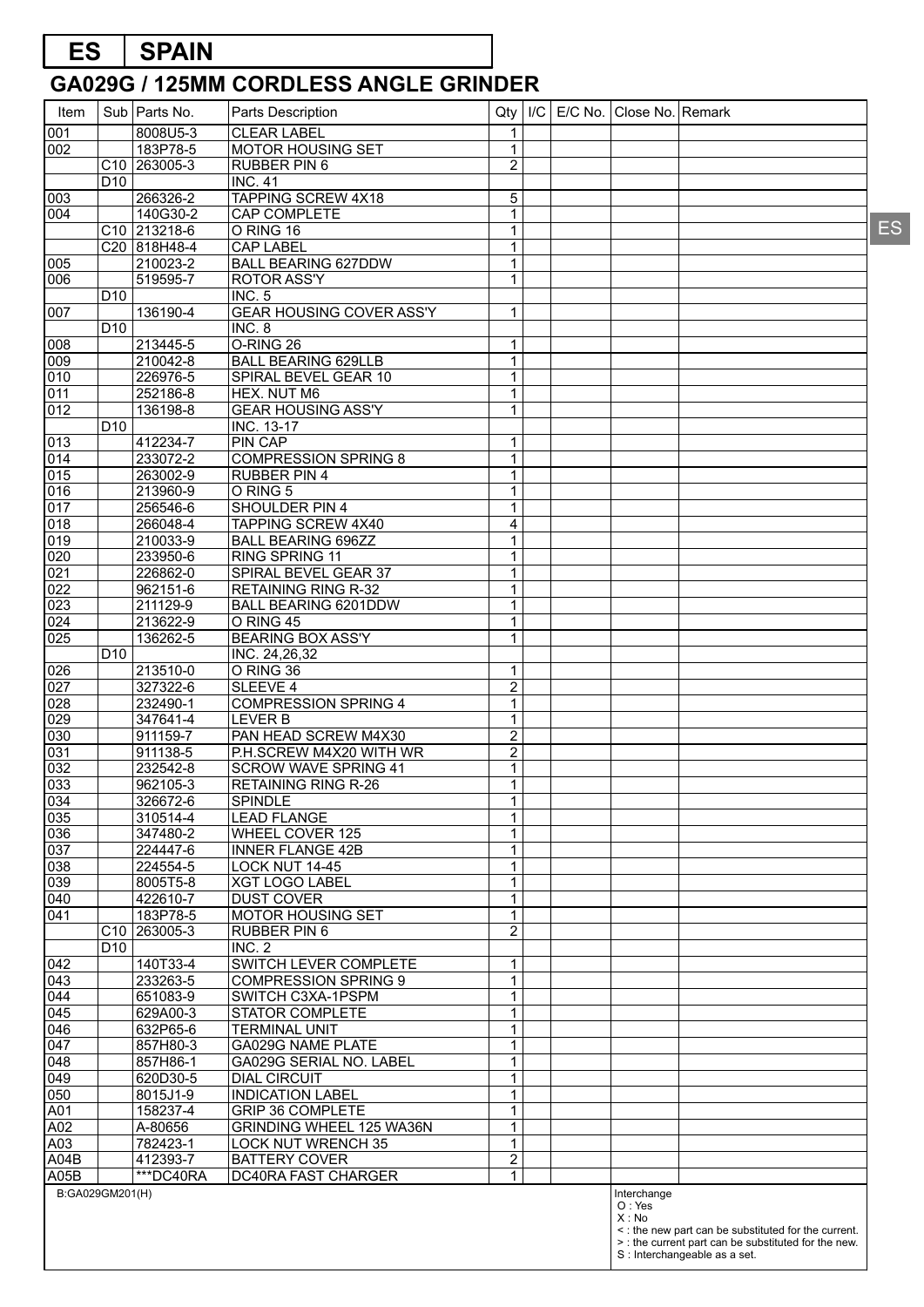# ES | SPAIN

## GA029G / 125MM CORDLESS ANGLE GRINDER

| Item | Sub | Parts No. | Parts Description | Qty | I/C | E/C No. | Close No. | Remark |
|---|---|---|---|---|---|---|---|---|
| 001 | | 8008U5-3 | CLEAR LABEL | 1 | | | | |
| 002 | | 183P78-5 | MOTOR HOUSING SET | 1 | | | | |
| | C10 | 263005-3 | RUBBER PIN 6 | 2 | | | | |
| | D10 | | INC. 41 | | | | | |
| 003 | | 266326-2 | TAPPING SCREW 4X18 | 5 | | | | |
| 004 | | 140G30-2 | CAP COMPLETE | 1 | | | | |
| | C10 | 213218-6 | O RING 16 | 1 | | | | |
| | C20 | 818H48-4 | CAP LABEL | 1 | | | | |
| 005 | | 210023-2 | BALL BEARING 627DDW | 1 | | | | |
| 006 | | 519595-7 | ROTOR ASS'Y | 1 | | | | |
| | D10 | | INC. 5 | | | | | |
| 007 | | 136190-4 | GEAR HOUSING COVER ASS'Y | 1 | | | | |
| | D10 | | INC. 8 | | | | | |
| 008 | | 213445-5 | O-RING 26 | 1 | | | | |
| 009 | | 210042-8 | BALL BEARING 629LLB | 1 | | | | |
| 010 | | 226976-5 | SPIRAL BEVEL GEAR 10 | 1 | | | | |
| 011 | | 252186-8 | HEX. NUT M6 | 1 | | | | |
| 012 | | 136198-8 | GEAR HOUSING ASS'Y | 1 | | | | |
| | D10 | | INC. 13-17 | | | | | |
| 013 | | 412234-7 | PIN CAP | 1 | | | | |
| 014 | | 233072-2 | COMPRESSION SPRING 8 | 1 | | | | |
| 015 | | 263002-9 | RUBBER PIN 4 | 1 | | | | |
| 016 | | 213960-9 | O RING 5 | 1 | | | | |
| 017 | | 256546-6 | SHOULDER PIN 4 | 1 | | | | |
| 018 | | 266048-4 | TAPPING SCREW 4X40 | 4 | | | | |
| 019 | | 210033-9 | BALL BEARING 696ZZ | 1 | | | | |
| 020 | | 233950-6 | RING SPRING 11 | 1 | | | | |
| 021 | | 226862-0 | SPIRAL BEVEL GEAR 37 | 1 | | | | |
| 022 | | 962151-6 | RETAINING RING R-32 | 1 | | | | |
| 023 | | 211129-9 | BALL BEARING 6201DDW | 1 | | | | |
| 024 | | 213622-9 | O RING 45 | 1 | | | | |
| 025 | | 136262-5 | BEARING BOX ASS'Y | 1 | | | | |
| | D10 | | INC. 24,26,32 | | | | | |
| 026 | | 213510-0 | O RING 36 | 1 | | | | |
| 027 | | 327322-6 | SLEEVE 4 | 2 | | | | |
| 028 | | 232490-1 | COMPRESSION SPRING 4 | 1 | | | | |
| 029 | | 347641-4 | LEVER B | 1 | | | | |
| 030 | | 911159-7 | PAN HEAD SCREW M4X30 | 2 | | | | |
| 031 | | 911138-5 | P.H.SCREW M4X20 WITH WR | 2 | | | | |
| 032 | | 232542-8 | SCROW WAVE SPRING 41 | 1 | | | | |
| 033 | | 962105-3 | RETAINING RING R-26 | 1 | | | | |
| 034 | | 326672-6 | SPINDLE | 1 | | | | |
| 035 | | 310514-4 | LEAD FLANGE | 1 | | | | |
| 036 | | 347480-2 | WHEEL COVER 125 | 1 | | | | |
| 037 | | 224447-6 | INNER FLANGE 42B | 1 | | | | |
| 038 | | 224554-5 | LOCK NUT 14-45 | 1 | | | | |
| 039 | | 8005T5-8 | XGT LOGO LABEL | 1 | | | | |
| 040 | | 422610-7 | DUST COVER | 1 | | | | |
| 041 | | 183P78-5 | MOTOR HOUSING SET | 1 | | | | |
| | C10 | 263005-3 | RUBBER PIN 6 | 2 | | | | |
| | D10 | | INC. 2 | | | | | |
| 042 | | 140T33-4 | SWITCH LEVER COMPLETE | 1 | | | | |
| 043 | | 233263-5 | COMPRESSION SPRING 9 | 1 | | | | |
| 044 | | 651083-9 | SWITCH C3XA-1PSPM | 1 | | | | |
| 045 | | 629A00-3 | STATOR COMPLETE | 1 | | | | |
| 046 | | 632P65-6 | TERMINAL UNIT | 1 | | | | |
| 047 | | 857H80-3 | GA029G NAME PLATE | 1 | | | | |
| 048 | | 857H86-1 | GA029G SERIAL NO. LABEL | 1 | | | | |
| 049 | | 620D30-5 | DIAL CIRCUIT | 1 | | | | |
| 050 | | 8015J1-9 | INDICATION LABEL | 1 | | | | |
| A01 | | 158237-4 | GRIP 36 COMPLETE | 1 | | | | |
| A02 | | A-80656 | GRINDING WHEEL 125 WA36N | 1 | | | | |
| A03 | | 782423-1 | LOCK NUT WRENCH 35 | 1 | | | | |
| A04B | | 412393-7 | BATTERY COVER | 2 | | | | |
| A05B | | ***DC40RA | DC40RA FAST CHARGER | 1 | | | | |

B:GA029GM201(H)

Interchange
O : Yes
X : No
< : the new part can be substituted for the current.
> : the current part can be substituted for the new.
S : Interchangeable as a set.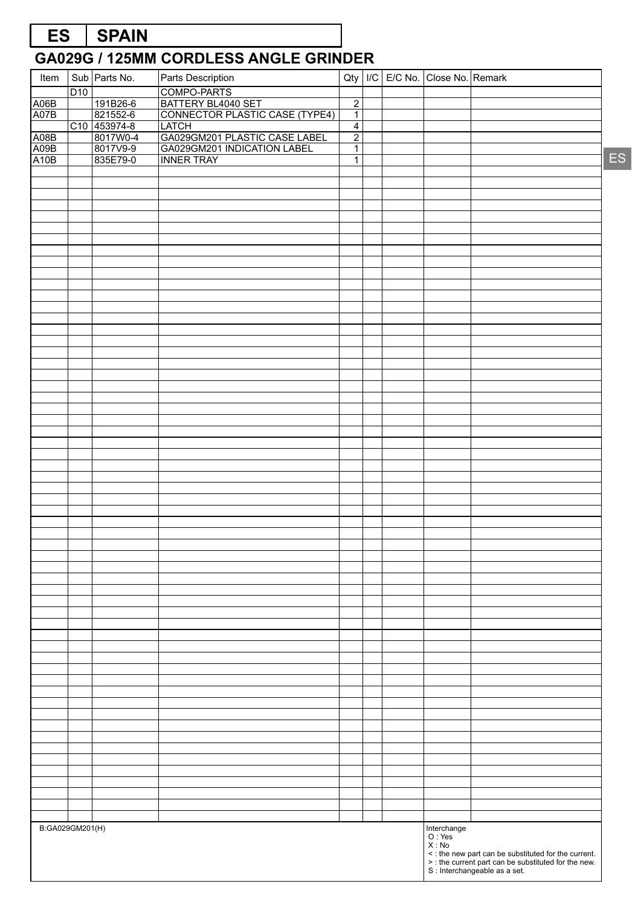# ES | SPAIN

## GA029G / 125MM CORDLESS ANGLE GRINDER

| Item | Sub | Parts No. | Parts Description | Qty | I/C | E/C No. | Close No. | Remark |
|---|---|---|---|---|---|---|---|---|
| | D10 | | COMPO-PARTS | | | | | |
| A06B | | 191B26-6 | BATTERY BL4040 SET | 2 | | | | |
| A07B | | 821552-6 | CONNECTOR PLASTIC CASE (TYPE4) | 1 | | | | |
| | C10 | 453974-8 | LATCH | 4 | | | | |
| A08B | | 8017W0-4 | GA029GM201 PLASTIC CASE LABEL | 2 | | | | |
| A09B | | 8017V9-9 | GA029GM201 INDICATION LABEL | 1 | | | | |
| A10B | | 835E79-0 | INNER TRAY | 1 | | | | |

B:GA029GM201(H)

Interchange
O : Yes
X : No
< : the new part can be substituted for the current.
> : the current part can be substituted for the new.
S : Interchangeable as a set.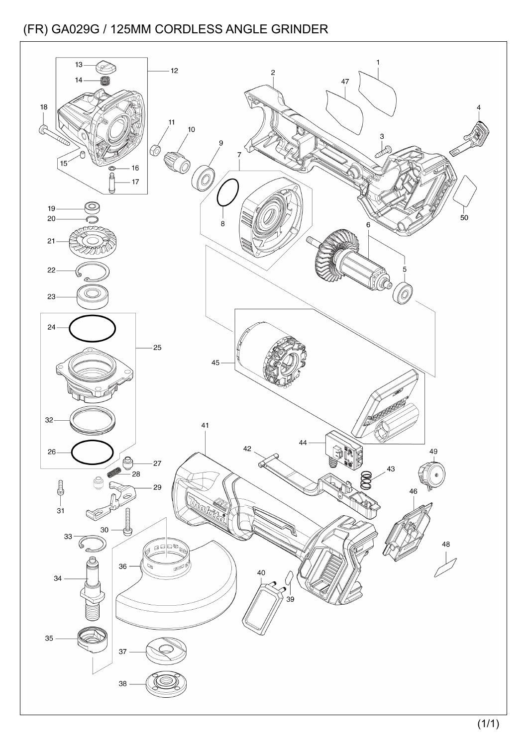# (FR) GA029G / 125MM CORDLESS ANGLE GRINDER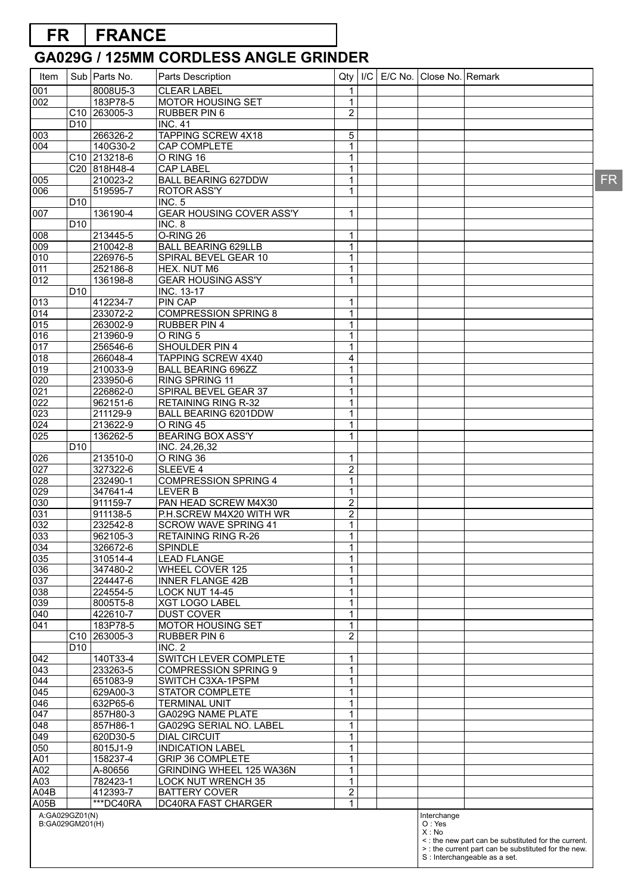# FR FRANCE

## GA029G / 125MM CORDLESS ANGLE GRINDER

| Item | Sub | Parts No. | Parts Description | Qty | I/C | E/C No. | Close No. | Remark |
|---|---|---|---|---|---|---|---|---|
| 001 | | 8008U5-3 | CLEAR LABEL | 1 | | | | |
| 002 | | 183P78-5 | MOTOR HOUSING SET | 1 | | | | |
| | C10 | 263005-3 | RUBBER PIN 6 | 2 | | | | |
| | D10 | | INC. 41 | | | | | |
| 003 | | 266326-2 | TAPPING SCREW 4X18 | 5 | | | | |
| 004 | | 140G30-2 | CAP COMPLETE | 1 | | | | |
| | C10 | 213218-6 | O RING 16 | 1 | | | | |
| | C20 | 818H48-4 | CAP LABEL | 1 | | | | |
| 005 | | 210023-2 | BALL BEARING 627DDW | 1 | | | | |
| 006 | | 519595-7 | ROTOR ASS'Y | 1 | | | | |
| | D10 | | INC. 5 | | | | | |
| 007 | | 136190-4 | GEAR HOUSING COVER ASS'Y | 1 | | | | |
| | D10 | | INC. 8 | | | | | |
| 008 | | 213445-5 | O-RING 26 | 1 | | | | |
| 009 | | 210042-8 | BALL BEARING 629LLB | 1 | | | | |
| 010 | | 226976-5 | SPIRAL BEVEL GEAR 10 | 1 | | | | |
| 011 | | 252186-8 | HEX. NUT M6 | 1 | | | | |
| 012 | | 136198-8 | GEAR HOUSING ASS'Y | 1 | | | | |
| | D10 | | INC. 13-17 | | | | | |
| 013 | | 412234-7 | PIN CAP | 1 | | | | |
| 014 | | 233072-2 | COMPRESSION SPRING 8 | 1 | | | | |
| 015 | | 263002-9 | RUBBER PIN 4 | 1 | | | | |
| 016 | | 213960-9 | O RING 5 | 1 | | | | |
| 017 | | 256546-6 | SHOULDER PIN 4 | 1 | | | | |
| 018 | | 266048-4 | TAPPING SCREW 4X40 | 4 | | | | |
| 019 | | 210033-9 | BALL BEARING 696ZZ | 1 | | | | |
| 020 | | 233950-6 | RING SPRING 11 | 1 | | | | |
| 021 | | 226862-0 | SPIRAL BEVEL GEAR 37 | 1 | | | | |
| 022 | | 962151-6 | RETAINING RING R-32 | 1 | | | | |
| 023 | | 211129-9 | BALL BEARING 6201DDW | 1 | | | | |
| 024 | | 213622-9 | O RING 45 | 1 | | | | |
| 025 | | 136262-5 | BEARING BOX ASS'Y | 1 | | | | |
| | D10 | | INC. 24,26,32 | | | | | |
| 026 | | 213510-0 | O RING 36 | 1 | | | | |
| 027 | | 327322-6 | SLEEVE 4 | 2 | | | | |
| 028 | | 232490-1 | COMPRESSION SPRING 4 | 1 | | | | |
| 029 | | 347641-4 | LEVER B | 1 | | | | |
| 030 | | 911159-7 | PAN HEAD SCREW M4X30 | 2 | | | | |
| 031 | | 911138-5 | P.H.SCREW M4X20 WITH WR | 2 | | | | |
| 032 | | 232542-8 | SCROW WAVE SPRING 41 | 1 | | | | |
| 033 | | 962105-3 | RETAINING RING R-26 | 1 | | | | |
| 034 | | 326672-6 | SPINDLE | 1 | | | | |
| 035 | | 310514-4 | LEAD FLANGE | 1 | | | | |
| 036 | | 347480-2 | WHEEL COVER 125 | 1 | | | | |
| 037 | | 224447-6 | INNER FLANGE 42B | 1 | | | | |
| 038 | | 224554-5 | LOCK NUT 14-45 | 1 | | | | |
| 039 | | 8005T5-8 | XGT LOGO LABEL | 1 | | | | |
| 040 | | 422610-7 | DUST COVER | 1 | | | | |
| 041 | | 183P78-5 | MOTOR HOUSING SET | 1 | | | | |
| | C10 | 263005-3 | RUBBER PIN 6 | 2 | | | | |
| | D10 | | INC. 2 | | | | | |
| 042 | | 140T33-4 | SWITCH LEVER COMPLETE | 1 | | | | |
| 043 | | 233263-5 | COMPRESSION SPRING 9 | 1 | | | | |
| 044 | | 651083-9 | SWITCH C3XA-1PSPM | 1 | | | | |
| 045 | | 629A00-3 | STATOR COMPLETE | 1 | | | | |
| 046 | | 632P65-6 | TERMINAL UNIT | 1 | | | | |
| 047 | | 857H80-3 | GA029G NAME PLATE | 1 | | | | |
| 048 | | 857H86-1 | GA029G SERIAL NO. LABEL | 1 | | | | |
| 049 | | 620D30-5 | DIAL CIRCUIT | 1 | | | | |
| 050 | | 8015J1-9 | INDICATION LABEL | 1 | | | | |
| A01 | | 158237-4 | GRIP 36 COMPLETE | 1 | | | | |
| A02 | | A-80656 | GRINDING WHEEL 125 WA36N | 1 | | | | |
| A03 | | 782423-1 | LOCK NUT WRENCH 35 | 1 | | | | |
| A04B | | 412393-7 | BATTERY COVER | 2 | | | | |
| A05B | | ***DC40RA | DC40RA FAST CHARGER | 1 | | | | |

A:GA029GZ01(N)
B:GA029GM201(H)

Interchange
O : Yes
X : No
< : the new part can be substituted for the current.
> : the current part can be substituted for the new.
S : Interchangeable as a set.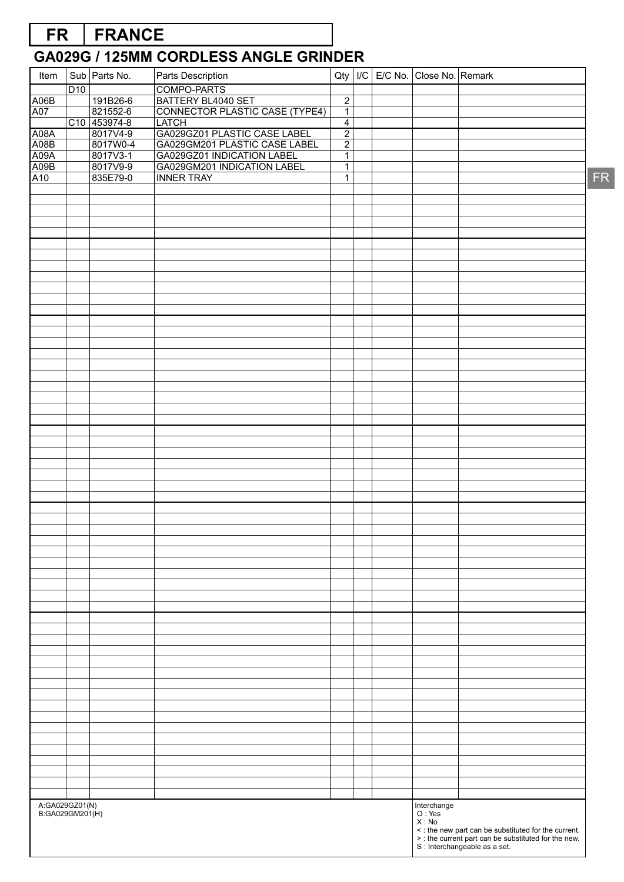# FR | FRANCE

## GA029G / 125MM CORDLESS ANGLE GRINDER

| Item | Sub | Parts No. | Parts Description | Qty | I/C | E/C No. | Close No. | Remark |
|---|---|---|---|---|---|---|---|---|
| | D10 | | COMPO-PARTS | | | | | |
| A06B | | 191B26-6 | BATTERY BL4040 SET | 2 | | | | |
| A07 | | 821552-6 | CONNECTOR PLASTIC CASE (TYPE4) | 1 | | | | |
| | C10 | 453974-8 | LATCH | 4 | | | | |
| A08A | | 8017V4-9 | GA029GZ01 PLASTIC CASE LABEL | 2 | | | | |
| A08B | | 8017W0-4 | GA029GM201 PLASTIC CASE LABEL | 2 | | | | |
| A09A | | 8017V3-1 | GA029GZ01 INDICATION LABEL | 1 | | | | |
| A09B | | 8017V9-9 | GA029GM201 INDICATION LABEL | 1 | | | | |
| A10 | | 835E79-0 | INNER TRAY | 1 | | | | |

A:GA029GZ01(N)
B:GA029GM201(H)

Interchange
O : Yes
X : No
< : the new part can be substituted for the current.
> : the current part can be substituted for the new.
S : Interchangeable as a set.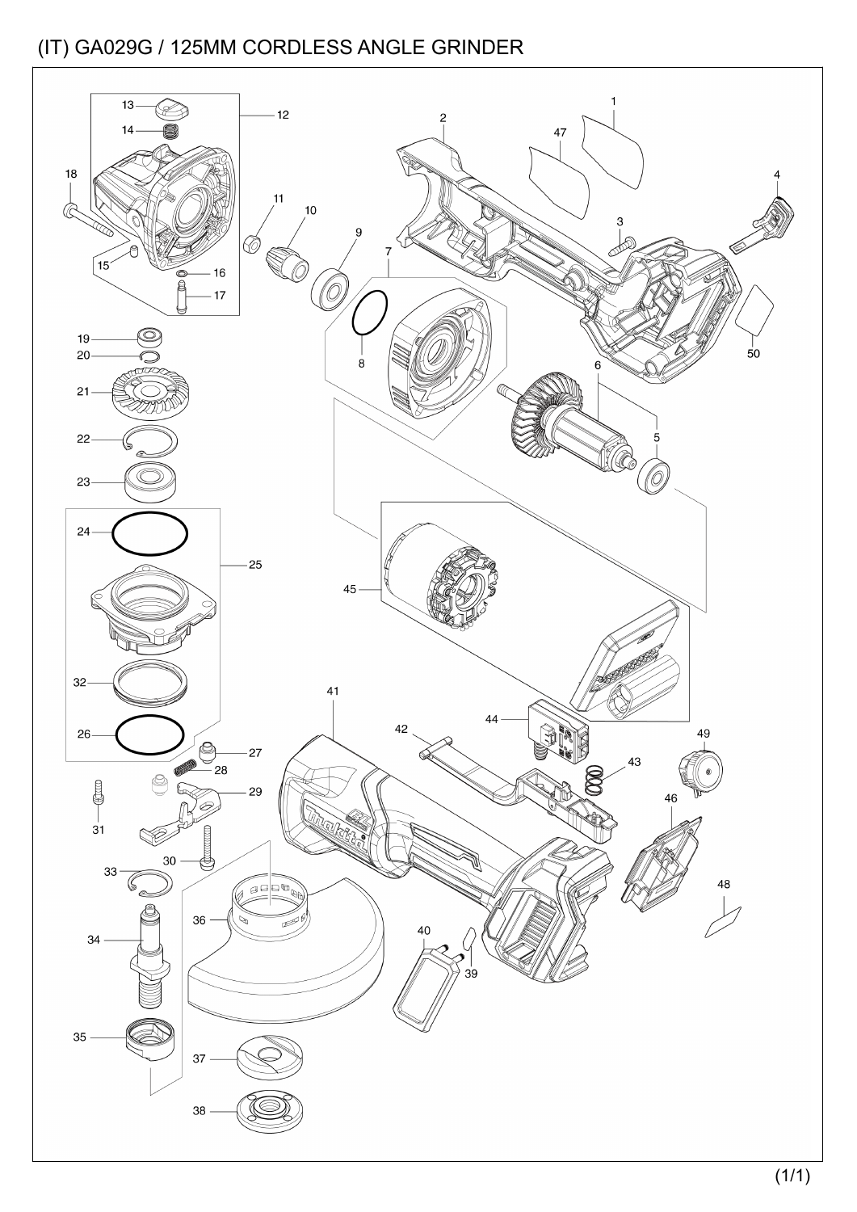# (IT) GA029G / 125MM CORDLESS ANGLE GRINDER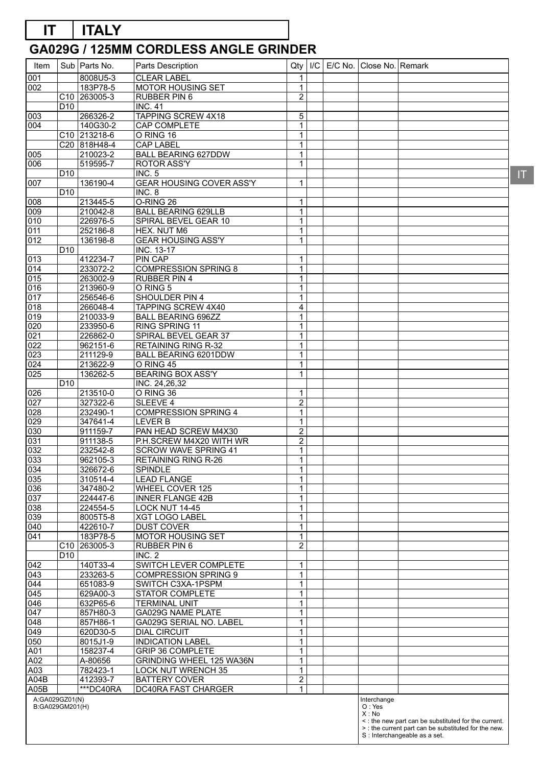# IT ITALY

## GA029G / 125MM CORDLESS ANGLE GRINDER

| Item | Sub | Parts No. | Parts Description | Qty | I/C | E/C No. | Close No. | Remark |
|---|---|---|---|---|---|---|---|---|
| 001 | | 8008U5-3 | CLEAR LABEL | 1 | | | | |
| 002 | | 183P78-5 | MOTOR HOUSING SET | 1 | | | | |
| | C10 | 263005-3 | RUBBER PIN 6 | 2 | | | | |
| | D10 | | INC. 41 | | | | | |
| 003 | | 266326-2 | TAPPING SCREW 4X18 | 5 | | | | |
| 004 | | 140G30-2 | CAP COMPLETE | 1 | | | | |
| | C10 | 213218-6 | O RING 16 | 1 | | | | |
| | C20 | 818H48-4 | CAP LABEL | 1 | | | | |
| 005 | | 210023-2 | BALL BEARING 627DDW | 1 | | | | |
| 006 | | 519595-7 | ROTOR ASS'Y | 1 | | | | |
| | D10 | | INC. 5 | | | | | |
| 007 | | 136190-4 | GEAR HOUSING COVER ASS'Y | 1 | | | | |
| | D10 | | INC. 8 | | | | | |
| 008 | | 213445-5 | O-RING 26 | 1 | | | | |
| 009 | | 210042-8 | BALL BEARING 629LLB | 1 | | | | |
| 010 | | 226976-5 | SPIRAL BEVEL GEAR 10 | 1 | | | | |
| 011 | | 252186-8 | HEX. NUT M6 | 1 | | | | |
| 012 | | 136198-8 | GEAR HOUSING ASS'Y | 1 | | | | |
| | D10 | | INC. 13-17 | | | | | |
| 013 | | 412234-7 | PIN CAP | 1 | | | | |
| 014 | | 233072-2 | COMPRESSION SPRING 8 | 1 | | | | |
| 015 | | 263002-9 | RUBBER PIN 4 | 1 | | | | |
| 016 | | 213960-9 | O RING 5 | 1 | | | | |
| 017 | | 256546-6 | SHOULDER PIN 4 | 1 | | | | |
| 018 | | 266048-4 | TAPPING SCREW 4X40 | 4 | | | | |
| 019 | | 210033-9 | BALL BEARING 696ZZ | 1 | | | | |
| 020 | | 233950-6 | RING SPRING 11 | 1 | | | | |
| 021 | | 226862-0 | SPIRAL BEVEL GEAR 37 | 1 | | | | |
| 022 | | 962151-6 | RETAINING RING R-32 | 1 | | | | |
| 023 | | 211129-9 | BALL BEARING 6201DDW | 1 | | | | |
| 024 | | 213622-9 | O RING 45 | 1 | | | | |
| 025 | | 136262-5 | BEARING BOX ASS'Y | 1 | | | | |
| | D10 | | INC. 24,26,32 | | | | | |
| 026 | | 213510-0 | O RING 36 | 1 | | | | |
| 027 | | 327322-6 | SLEEVE 4 | 2 | | | | |
| 028 | | 232490-1 | COMPRESSION SPRING 4 | 1 | | | | |
| 029 | | 347641-4 | LEVER B | 1 | | | | |
| 030 | | 911159-7 | PAN HEAD SCREW M4X30 | 2 | | | | |
| 031 | | 911138-5 | P.H.SCREW M4X20 WITH WR | 2 | | | | |
| 032 | | 232542-8 | SCROW WAVE SPRING 41 | 1 | | | | |
| 033 | | 962105-3 | RETAINING RING R-26 | 1 | | | | |
| 034 | | 326672-6 | SPINDLE | 1 | | | | |
| 035 | | 310514-4 | LEAD FLANGE | 1 | | | | |
| 036 | | 347480-2 | WHEEL COVER 125 | 1 | | | | |
| 037 | | 224447-6 | INNER FLANGE 42B | 1 | | | | |
| 038 | | 224554-5 | LOCK NUT 14-45 | 1 | | | | |
| 039 | | 8005T5-8 | XGT LOGO LABEL | 1 | | | | |
| 040 | | 422610-7 | DUST COVER | 1 | | | | |
| 041 | | 183P78-5 | MOTOR HOUSING SET | 1 | | | | |
| | C10 | 263005-3 | RUBBER PIN 6 | 2 | | | | |
| | D10 | | INC. 2 | | | | | |
| 042 | | 140T33-4 | SWITCH LEVER COMPLETE | 1 | | | | |
| 043 | | 233263-5 | COMPRESSION SPRING 9 | 1 | | | | |
| 044 | | 651083-9 | SWITCH C3XA-1PSPM | 1 | | | | |
| 045 | | 629A00-3 | STATOR COMPLETE | 1 | | | | |
| 046 | | 632P65-6 | TERMINAL UNIT | 1 | | | | |
| 047 | | 857H80-3 | GA029G NAME PLATE | 1 | | | | |
| 048 | | 857H86-1 | GA029G SERIAL NO. LABEL | 1 | | | | |
| 049 | | 620D30-5 | DIAL CIRCUIT | 1 | | | | |
| 050 | | 8015J1-9 | INDICATION LABEL | 1 | | | | |
| A01 | | 158237-4 | GRIP 36 COMPLETE | 1 | | | | |
| A02 | | A-80656 | GRINDING WHEEL 125 WA36N | 1 | | | | |
| A03 | | 782423-1 | LOCK NUT WRENCH 35 | 1 | | | | |
| A04B | | 412393-7 | BATTERY COVER | 2 | | | | |
| A05B | | ***DC40RA | DC40RA FAST CHARGER | 1 | | | | |

A:GA029GZ01(N)
B:GA029GM201(H)

Interchange
O : Yes
X : No
< : the new part can be substituted for the current.
> : the current part can be substituted for the new.
S : Interchangeable as a set.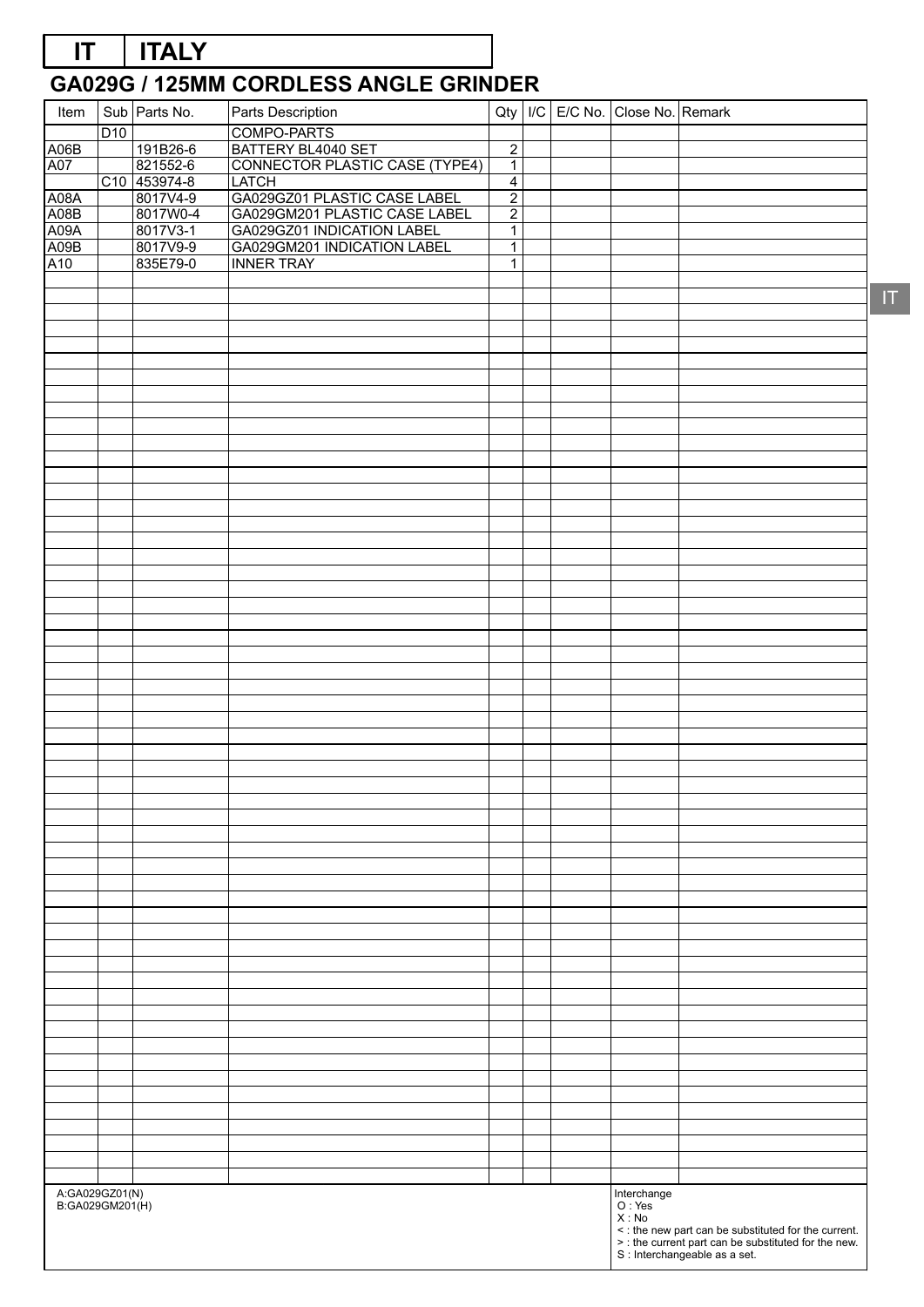# IT | ITALY

## GA029G / 125MM CORDLESS ANGLE GRINDER

| Item | Sub | Parts No. | Parts Description | Qty | I/C | E/C No. | Close No. | Remark |
|---|---|---|---|---|---|---|---|---|
| | D10 | | COMPO-PARTS | | | | | |
| A06B | | 191B26-6 | BATTERY BL4040 SET | 2 | | | | |
| A07 | | 821552-6 | CONNECTOR PLASTIC CASE (TYPE4) | 1 | | | | |
| | C10 | 453974-8 | LATCH | 4 | | | | |
| A08A | | 8017V4-9 | GA029GZ01 PLASTIC CASE LABEL | 2 | | | | |
| A08B | | 8017W0-4 | GA029GM201 PLASTIC CASE LABEL | 2 | | | | |
| A09A | | 8017V3-1 | GA029GZ01 INDICATION LABEL | 1 | | | | |
| A09B | | 8017V9-9 | GA029GM201 INDICATION LABEL | 1 | | | | |
| A10 | | 835E79-0 | INNER TRAY | 1 | | | | |

A:GA029GZ01(N)
B:GA029GM201(H)

Interchange
O : Yes
X : No
< : the new part can be substituted for the current.
> : the current part can be substituted for the new.
S : Interchangeable as a set.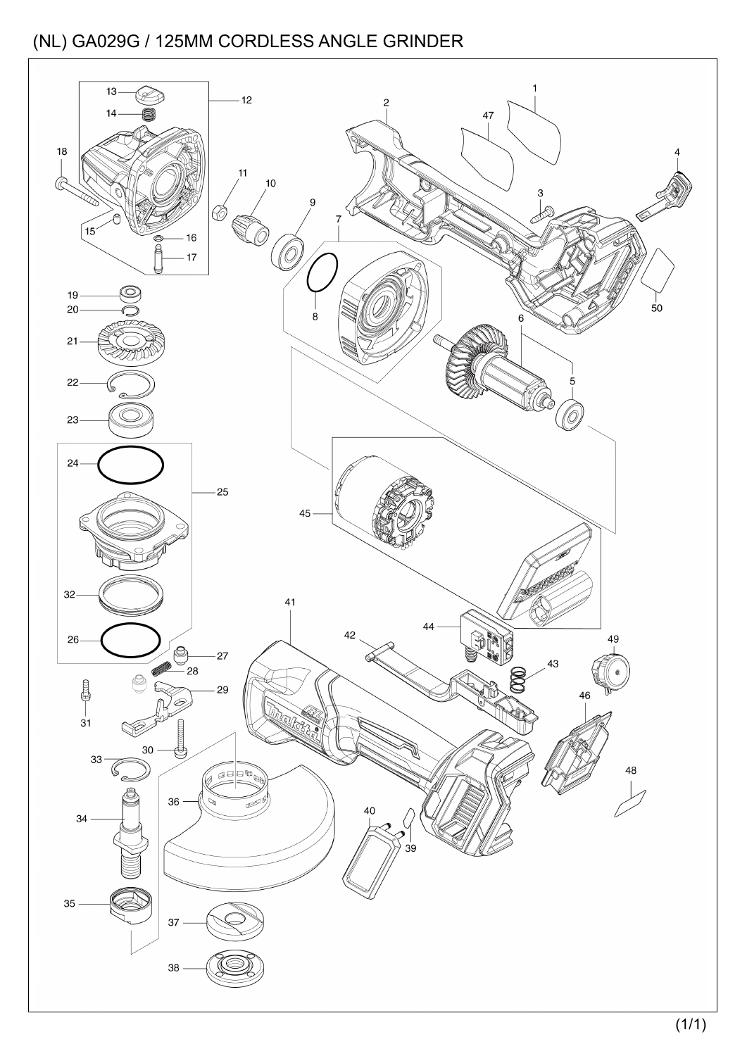# (NL) GA029G / 125MM CORDLESS ANGLE GRINDER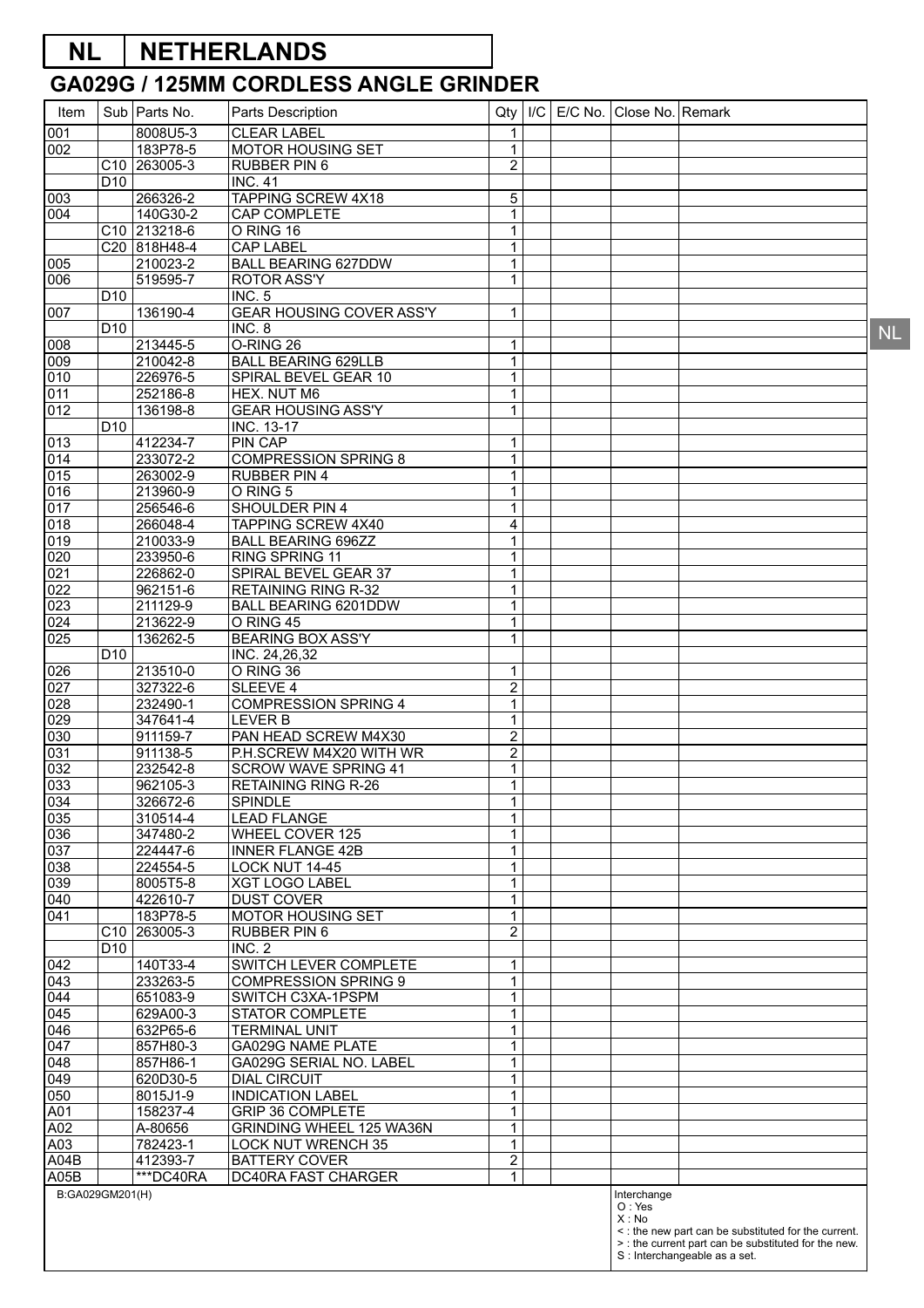# NL | NETHERLANDS

## GA029G / 125MM CORDLESS ANGLE GRINDER

| Item | Sub | Parts No. | Parts Description | Qty | I/C | E/C No. | Close No. | Remark |
|---|---|---|---|---|---|---|---|---|
| 001 | | 8008U5-3 | CLEAR LABEL | 1 | | | | |
| 002 | | 183P78-5 | MOTOR HOUSING SET | 1 | | | | |
| | C10 | 263005-3 | RUBBER PIN 6 | 2 | | | | |
| | D10 | | INC. 41 | | | | | |
| 003 | | 266326-2 | TAPPING SCREW 4X18 | 5 | | | | |
| 004 | | 140G30-2 | CAP COMPLETE | 1 | | | | |
| | C10 | 213218-6 | O RING 16 | 1 | | | | |
| | C20 | 818H48-4 | CAP LABEL | 1 | | | | |
| 005 | | 210023-2 | BALL BEARING 627DDW | 1 | | | | |
| 006 | | 519595-7 | ROTOR ASS'Y | 1 | | | | |
| | D10 | | INC. 5 | | | | | |
| 007 | | 136190-4 | GEAR HOUSING COVER ASS'Y | 1 | | | | |
| | D10 | | INC. 8 | | | | | |
| 008 | | 213445-5 | O-RING 26 | 1 | | | | |
| 009 | | 210042-8 | BALL BEARING 629LLB | 1 | | | | |
| 010 | | 226976-5 | SPIRAL BEVEL GEAR 10 | 1 | | | | |
| 011 | | 252186-8 | HEX. NUT M6 | 1 | | | | |
| 012 | | 136198-8 | GEAR HOUSING ASS'Y | 1 | | | | |
| | D10 | | INC. 13-17 | | | | | |
| 013 | | 412234-7 | PIN CAP | 1 | | | | |
| 014 | | 233072-2 | COMPRESSION SPRING 8 | 1 | | | | |
| 015 | | 263002-9 | RUBBER PIN 4 | 1 | | | | |
| 016 | | 213960-9 | O RING 5 | 1 | | | | |
| 017 | | 256546-6 | SHOULDER PIN 4 | 1 | | | | |
| 018 | | 266048-4 | TAPPING SCREW 4X40 | 4 | | | | |
| 019 | | 210033-9 | BALL BEARING 696ZZ | 1 | | | | |
| 020 | | 233950-6 | RING SPRING 11 | 1 | | | | |
| 021 | | 226862-0 | SPIRAL BEVEL GEAR 37 | 1 | | | | |
| 022 | | 962151-6 | RETAINING RING R-32 | 1 | | | | |
| 023 | | 211129-9 | BALL BEARING 6201DDW | 1 | | | | |
| 024 | | 213622-9 | O RING 45 | 1 | | | | |
| 025 | | 136262-5 | BEARING BOX ASS'Y | 1 | | | | |
| | D10 | | INC. 24,26,32 | | | | | |
| 026 | | 213510-0 | O RING 36 | 1 | | | | |
| 027 | | 327322-6 | SLEEVE 4 | 2 | | | | |
| 028 | | 232490-1 | COMPRESSION SPRING 4 | 1 | | | | |
| 029 | | 347641-4 | LEVER B | 1 | | | | |
| 030 | | 911159-7 | PAN HEAD SCREW M4X30 | 2 | | | | |
| 031 | | 911138-5 | P.H.SCREW M4X20 WITH WR | 2 | | | | |
| 032 | | 232542-8 | SCROW WAVE SPRING 41 | 1 | | | | |
| 033 | | 962105-3 | RETAINING RING R-26 | 1 | | | | |
| 034 | | 326672-6 | SPINDLE | 1 | | | | |
| 035 | | 310514-4 | LEAD FLANGE | 1 | | | | |
| 036 | | 347480-2 | WHEEL COVER 125 | 1 | | | | |
| 037 | | 224447-6 | INNER FLANGE 42B | 1 | | | | |
| 038 | | 224554-5 | LOCK NUT 14-45 | 1 | | | | |
| 039 | | 8005T5-8 | XGT LOGO LABEL | 1 | | | | |
| 040 | | 422610-7 | DUST COVER | 1 | | | | |
| 041 | | 183P78-5 | MOTOR HOUSING SET | 1 | | | | |
| | C10 | 263005-3 | RUBBER PIN 6 | 2 | | | | |
| | D10 | | INC. 2 | | | | | |
| 042 | | 140T33-4 | SWITCH LEVER COMPLETE | 1 | | | | |
| 043 | | 233263-5 | COMPRESSION SPRING 9 | 1 | | | | |
| 044 | | 651083-9 | SWITCH C3XA-1PSPM | 1 | | | | |
| 045 | | 629A00-3 | STATOR COMPLETE | 1 | | | | |
| 046 | | 632P65-6 | TERMINAL UNIT | 1 | | | | |
| 047 | | 857H80-3 | GA029G NAME PLATE | 1 | | | | |
| 048 | | 857H86-1 | GA029G SERIAL NO. LABEL | 1 | | | | |
| 049 | | 620D30-5 | DIAL CIRCUIT | 1 | | | | |
| 050 | | 8015J1-9 | INDICATION LABEL | 1 | | | | |
| A01 | | 158237-4 | GRIP 36 COMPLETE | 1 | | | | |
| A02 | | A-80656 | GRINDING WHEEL 125 WA36N | 1 | | | | |
| A03 | | 782423-1 | LOCK NUT WRENCH 35 | 1 | | | | |
| A04B | | 412393-7 | BATTERY COVER | 2 | | | | |
| A05B | | ***DC40RA | DC40RA FAST CHARGER | 1 | | | | |

B:GA029GM201(H)

Interchange
O : Yes
X : No
< : the new part can be substituted for the current.
> : the current part can be substituted for the new.
S : Interchangeable as a set.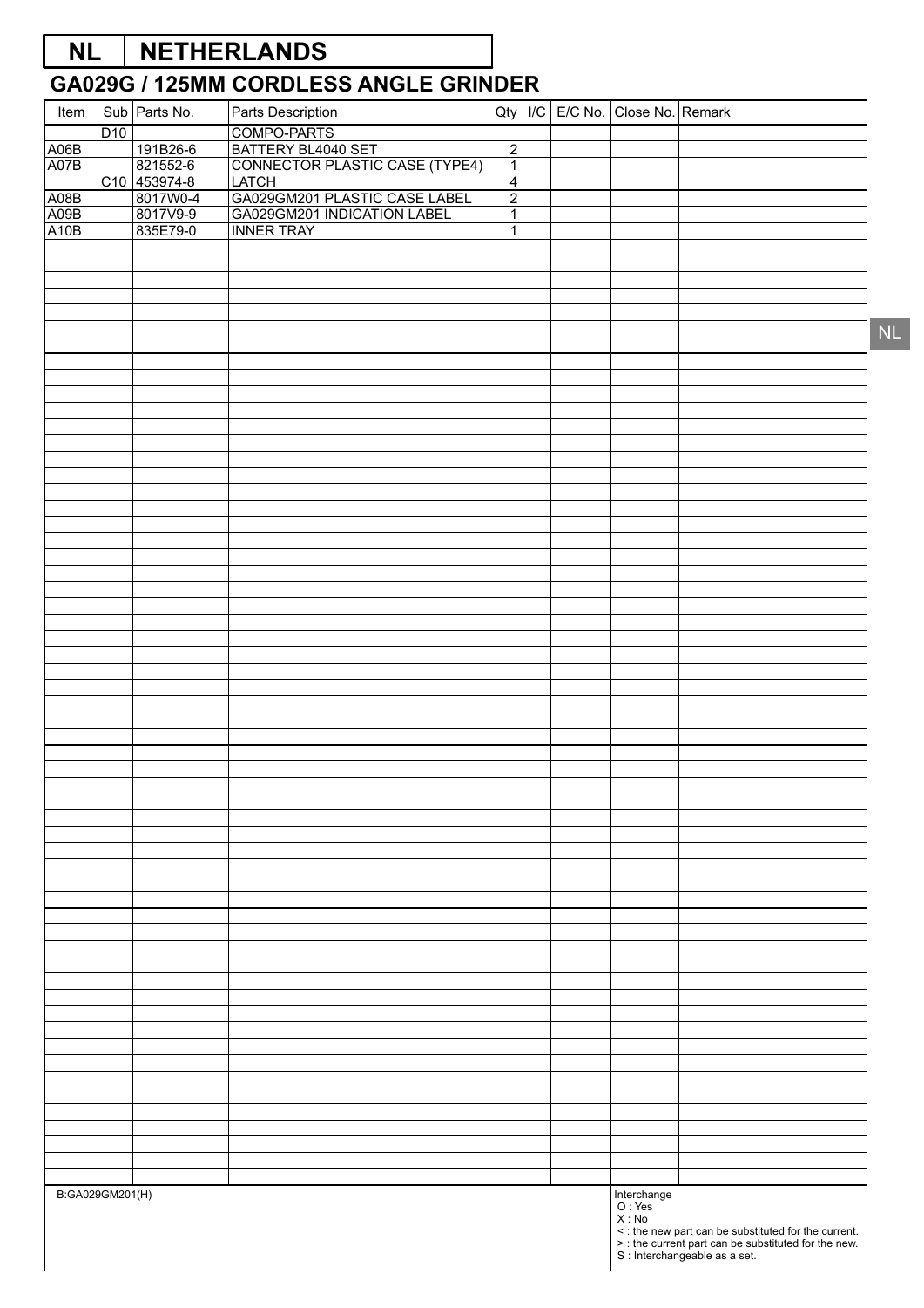# NL | NETHERLANDS

## GA029G / 125MM CORDLESS ANGLE GRINDER

| Item | Sub | Parts No. | Parts Description | Qty | I/C | E/C No. | Close No. | Remark |
|---|---|---|---|---|---|---|---|---|
| | D10 | | COMPO-PARTS | | | | | |
| A06B | | 191B26-6 | BATTERY BL4040 SET | 2 | | | | |
| A07B | | 821552-6 | CONNECTOR PLASTIC CASE (TYPE4) | 1 | | | | |
| | C10 | 453974-8 | LATCH | 4 | | | | |
| A08B | | 8017W0-4 | GA029GM201 PLASTIC CASE LABEL | 2 | | | | |
| A09B | | 8017V9-9 | GA029GM201 INDICATION LABEL | 1 | | | | |
| A10B | | 835E79-0 | INNER TRAY | 1 | | | | |

B:GA029GM201(H)

Interchange
O : Yes
X : No
< : the new part can be substituted for the current.
> : the current part can be substituted for the new.
S : Interchangeable as a set.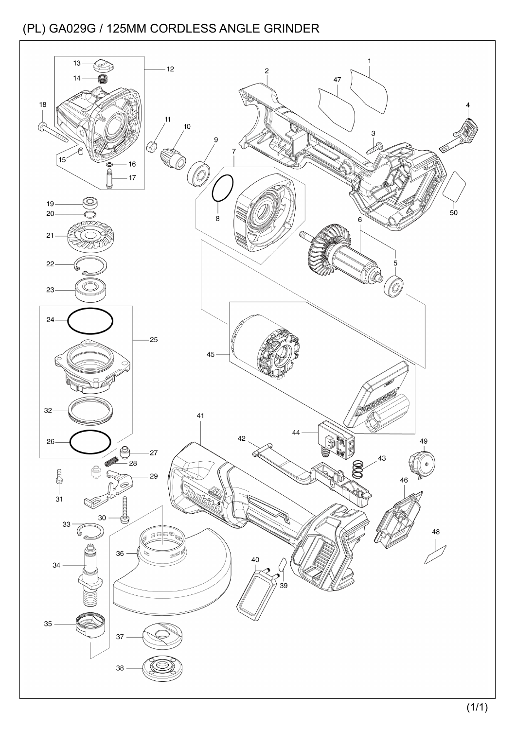# (PL) GA029G / 125MM CORDLESS ANGLE GRINDER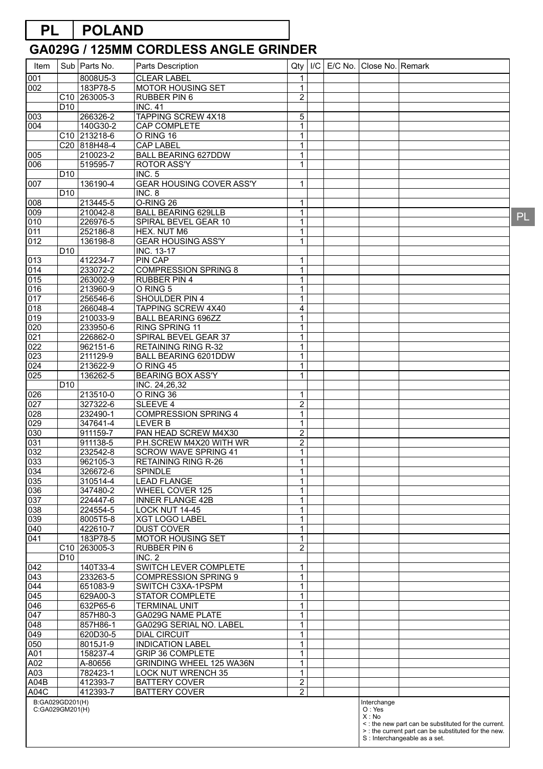# PL | POLAND

## GA029G / 125MM CORDLESS ANGLE GRINDER

| Item | Sub | Parts No. | Parts Description | Qty | I/C | E/C No. | Close No. | Remark |
|---|---|---|---|---|---|---|---|---|
| 001 | | 8008U5-3 | CLEAR LABEL | 1 | | | | |
| 002 | | 183P78-5 | MOTOR HOUSING SET | 1 | | | | |
| | C10 | 263005-3 | RUBBER PIN 6 | 2 | | | | |
| | D10 | | INC. 41 | | | | | |
| 003 | | 266326-2 | TAPPING SCREW 4X18 | 5 | | | | |
| 004 | | 140G30-2 | CAP COMPLETE | 1 | | | | |
| | C10 | 213218-6 | O RING 16 | 1 | | | | |
| | C20 | 818H48-4 | CAP LABEL | 1 | | | | |
| 005 | | 210023-2 | BALL BEARING 627DDW | 1 | | | | |
| 006 | | 519595-7 | ROTOR ASS'Y | 1 | | | | |
| | D10 | | INC. 5 | | | | | |
| 007 | | 136190-4 | GEAR HOUSING COVER ASS'Y | 1 | | | | |
| | D10 | | INC. 8 | | | | | |
| 008 | | 213445-5 | O-RING 26 | 1 | | | | |
| 009 | | 210042-8 | BALL BEARING 629LLB | 1 | | | | |
| 010 | | 226976-5 | SPIRAL BEVEL GEAR 10 | 1 | | | | |
| 011 | | 252186-8 | HEX. NUT M6 | 1 | | | | |
| 012 | | 136198-8 | GEAR HOUSING ASS'Y | 1 | | | | |
| | D10 | | INC. 13-17 | | | | | |
| 013 | | 412234-7 | PIN CAP | 1 | | | | |
| 014 | | 233072-2 | COMPRESSION SPRING 8 | 1 | | | | |
| 015 | | 263002-9 | RUBBER PIN 4 | 1 | | | | |
| 016 | | 213960-9 | O RING 5 | 1 | | | | |
| 017 | | 256546-6 | SHOULDER PIN 4 | 1 | | | | |
| 018 | | 266048-4 | TAPPING SCREW 4X40 | 4 | | | | |
| 019 | | 210033-9 | BALL BEARING 696ZZ | 1 | | | | |
| 020 | | 233950-6 | RING SPRING 11 | 1 | | | | |
| 021 | | 226862-0 | SPIRAL BEVEL GEAR 37 | 1 | | | | |
| 022 | | 962151-6 | RETAINING RING R-32 | 1 | | | | |
| 023 | | 211129-9 | BALL BEARING 6201DDW | 1 | | | | |
| 024 | | 213622-9 | O RING 45 | 1 | | | | |
| 025 | | 136262-5 | BEARING BOX ASS'Y | 1 | | | | |
| | D10 | | INC. 24,26,32 | | | | | |
| 026 | | 213510-0 | O RING 36 | 1 | | | | |
| 027 | | 327322-6 | SLEEVE 4 | 2 | | | | |
| 028 | | 232490-1 | COMPRESSION SPRING 4 | 1 | | | | |
| 029 | | 347641-4 | LEVER B | 1 | | | | |
| 030 | | 911159-7 | PAN HEAD SCREW M4X30 | 2 | | | | |
| 031 | | 911138-5 | P.H.SCREW M4X20 WITH WR | 2 | | | | |
| 032 | | 232542-8 | SCROW WAVE SPRING 41 | 1 | | | | |
| 033 | | 962105-3 | RETAINING RING R-26 | 1 | | | | |
| 034 | | 326672-6 | SPINDLE | 1 | | | | |
| 035 | | 310514-4 | LEAD FLANGE | 1 | | | | |
| 036 | | 347480-2 | WHEEL COVER 125 | 1 | | | | |
| 037 | | 224447-6 | INNER FLANGE 42B | 1 | | | | |
| 038 | | 224554-5 | LOCK NUT 14-45 | 1 | | | | |
| 039 | | 8005T5-8 | XGT LOGO LABEL | 1 | | | | |
| 040 | | 422610-7 | DUST COVER | 1 | | | | |
| 041 | | 183P78-5 | MOTOR HOUSING SET | 1 | | | | |
| | C10 | 263005-3 | RUBBER PIN 6 | 2 | | | | |
| | D10 | | INC. 2 | | | | | |
| 042 | | 140T33-4 | SWITCH LEVER COMPLETE | 1 | | | | |
| 043 | | 233263-5 | COMPRESSION SPRING 9 | 1 | | | | |
| 044 | | 651083-9 | SWITCH C3XA-1PSPM | 1 | | | | |
| 045 | | 629A00-3 | STATOR COMPLETE | 1 | | | | |
| 046 | | 632P65-6 | TERMINAL UNIT | 1 | | | | |
| 047 | | 857H80-3 | GA029G NAME PLATE | 1 | | | | |
| 048 | | 857H86-1 | GA029G SERIAL NO. LABEL | 1 | | | | |
| 049 | | 620D30-5 | DIAL CIRCUIT | 1 | | | | |
| 050 | | 8015J1-9 | INDICATION LABEL | 1 | | | | |
| A01 | | 158237-4 | GRIP 36 COMPLETE | 1 | | | | |
| A02 | | A-80656 | GRINDING WHEEL 125 WA36N | 1 | | | | |
| A03 | | 782423-1 | LOCK NUT WRENCH 35 | 1 | | | | |
| A04B | | 412393-7 | BATTERY COVER | 2 | | | | |
| A04C | | 412393-7 | BATTERY COVER | 2 | | | | |

B:GA029GD201(H)
C:GA029GM201(H)

Interchange
O : Yes
X : No
< : the new part can be substituted for the current.
> : the current part can be substituted for the new.
S : Interchangeable as a set.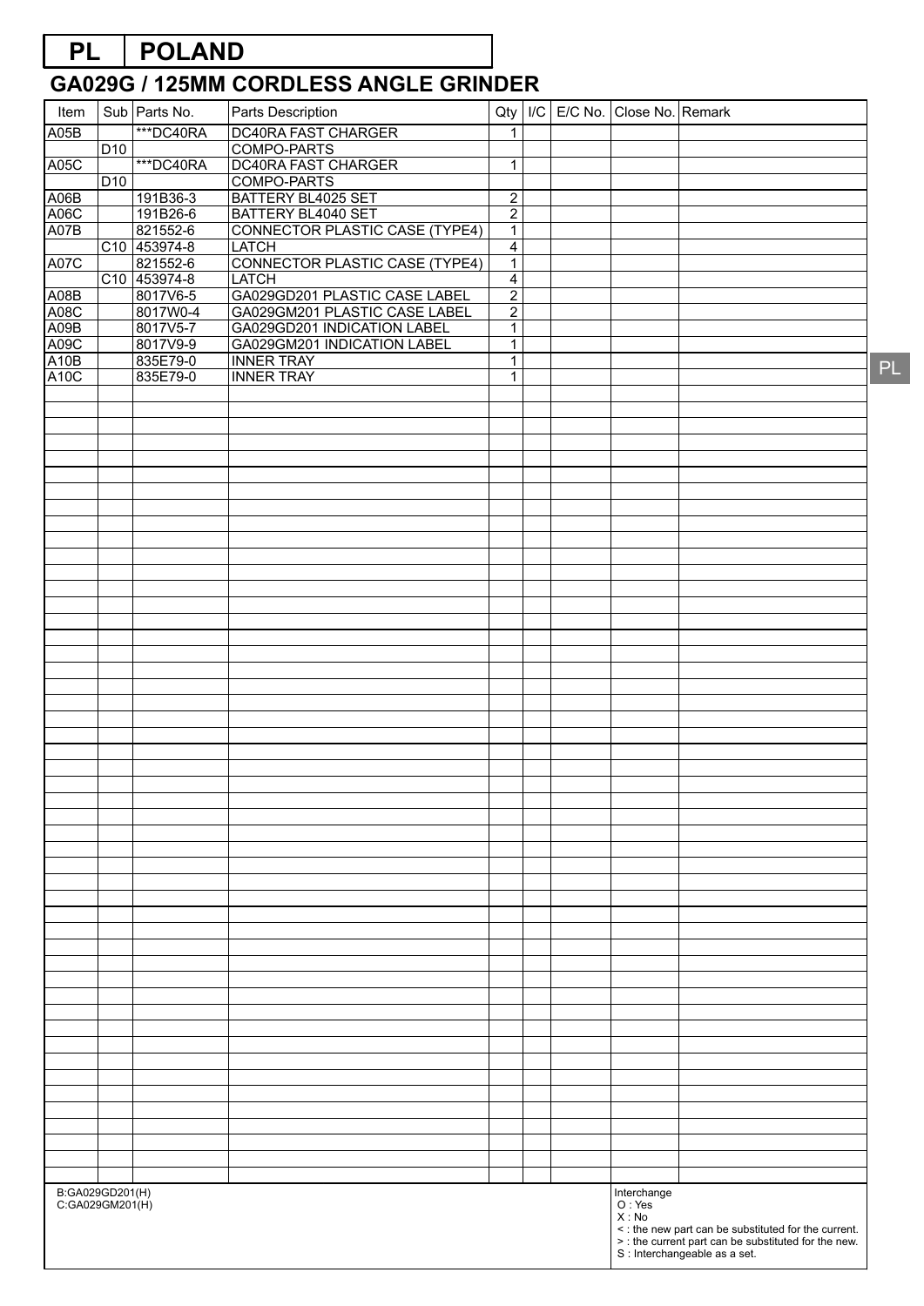# PL | POLAND

## GA029G / 125MM CORDLESS ANGLE GRINDER

| Item | Sub | Parts No. | Parts Description | Qty | I/C | E/C No. | Close No. | Remark |
|---|---|---|---|---|---|---|---|---|
| A05B | | ***DC40RA | DC40RA FAST CHARGER | 1 | | | | |
| | D10 | | COMPO-PARTS | | | | | |
| A05C | | ***DC40RA | DC40RA FAST CHARGER | 1 | | | | |
| | D10 | | COMPO-PARTS | | | | | |
| A06B | | 191B36-3 | BATTERY BL4025 SET | 2 | | | | |
| A06C | | 191B26-6 | BATTERY BL4040 SET | 2 | | | | |
| A07B | | 821552-6 | CONNECTOR PLASTIC CASE (TYPE4) | 1 | | | | |
| | C10 | 453974-8 | LATCH | 4 | | | | |
| A07C | | 821552-6 | CONNECTOR PLASTIC CASE (TYPE4) | 1 | | | | |
| | C10 | 453974-8 | LATCH | 4 | | | | |
| A08B | | 8017V6-5 | GA029GD201 PLASTIC CASE LABEL | 2 | | | | |
| A08C | | 8017W0-4 | GA029GM201 PLASTIC CASE LABEL | 2 | | | | |
| A09B | | 8017V5-7 | GA029GD201 INDICATION LABEL | 1 | | | | |
| A09C | | 8017V9-9 | GA029GM201 INDICATION LABEL | 1 | | | | |
| A10B | | 835E79-0 | INNER TRAY | 1 | | | | |
| A10C | | 835E79-0 | INNER TRAY | 1 | | | | |

B:GA029GD201(H)
C:GA029GM201(H)

Interchange
O : Yes
X : No
< : the new part can be substituted for the current.
> : the current part can be substituted for the new.
S : Interchangeable as a set.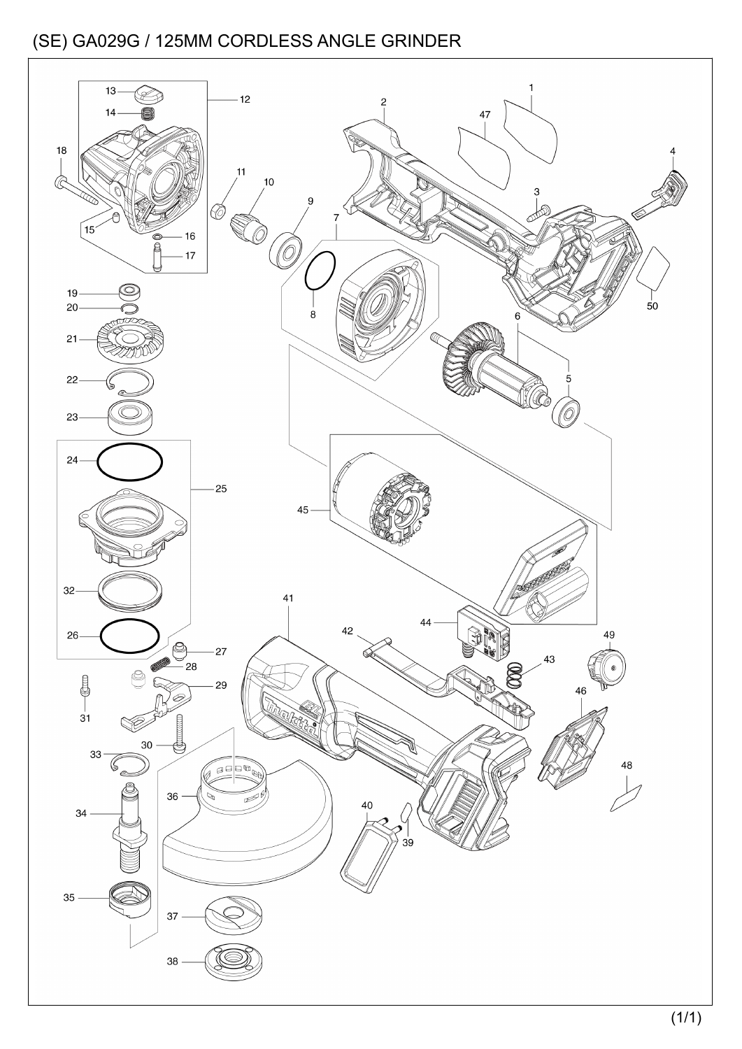# (SE) GA029G / 125MM CORDLESS ANGLE GRINDER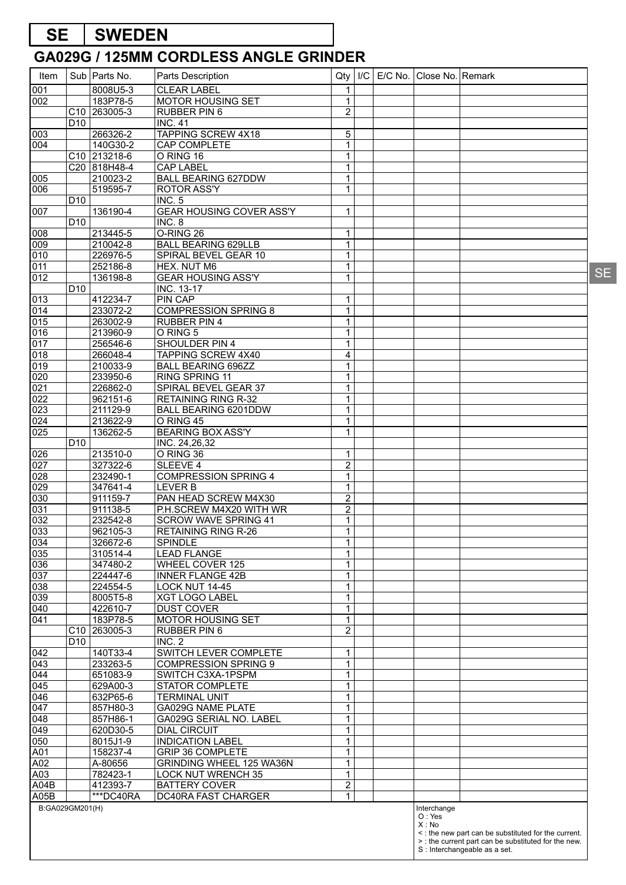# SE | SWEDEN

## GA029G / 125MM CORDLESS ANGLE GRINDER

| Item | Sub | Parts No. | Parts Description | Qty | I/C | E/C No. | Close No. | Remark |
|---|---|---|---|---|---|---|---|---|
| 001 | | 8008U5-3 | CLEAR LABEL | 1 | | | | |
| 002 | | 183P78-5 | MOTOR HOUSING SET | 1 | | | | |
| | C10 | 263005-3 | RUBBER PIN 6 | 2 | | | | |
| | D10 | | INC. 41 | | | | | |
| 003 | | 266326-2 | TAPPING SCREW 4X18 | 5 | | | | |
| 004 | | 140G30-2 | CAP COMPLETE | 1 | | | | |
| | C10 | 213218-6 | O RING 16 | 1 | | | | |
| | C20 | 818H48-4 | CAP LABEL | 1 | | | | |
| 005 | | 210023-2 | BALL BEARING 627DDW | 1 | | | | |
| 006 | | 519595-7 | ROTOR ASS'Y | 1 | | | | |
| | D10 | | INC. 5 | | | | | |
| 007 | | 136190-4 | GEAR HOUSING COVER ASS'Y | 1 | | | | |
| | D10 | | INC. 8 | | | | | |
| 008 | | 213445-5 | O-RING 26 | 1 | | | | |
| 009 | | 210042-8 | BALL BEARING 629LLB | 1 | | | | |
| 010 | | 226976-5 | SPIRAL BEVEL GEAR 10 | 1 | | | | |
| 011 | | 252186-8 | HEX. NUT M6 | 1 | | | | |
| 012 | | 136198-8 | GEAR HOUSING ASS'Y | 1 | | | | |
| | D10 | | INC. 13-17 | | | | | |
| 013 | | 412234-7 | PIN CAP | 1 | | | | |
| 014 | | 233072-2 | COMPRESSION SPRING 8 | 1 | | | | |
| 015 | | 263002-9 | RUBBER PIN 4 | 1 | | | | |
| 016 | | 213960-9 | O RING 5 | 1 | | | | |
| 017 | | 256546-6 | SHOULDER PIN 4 | 1 | | | | |
| 018 | | 266048-4 | TAPPING SCREW 4X40 | 4 | | | | |
| 019 | | 210033-9 | BALL BEARING 696ZZ | 1 | | | | |
| 020 | | 233950-6 | RING SPRING 11 | 1 | | | | |
| 021 | | 226862-0 | SPIRAL BEVEL GEAR 37 | 1 | | | | |
| 022 | | 962151-6 | RETAINING RING R-32 | 1 | | | | |
| 023 | | 211129-9 | BALL BEARING 6201DDW | 1 | | | | |
| 024 | | 213622-9 | O RING 45 | 1 | | | | |
| 025 | | 136262-5 | BEARING BOX ASS'Y | 1 | | | | |
| | D10 | | INC. 24,26,32 | | | | | |
| 026 | | 213510-0 | O RING 36 | 1 | | | | |
| 027 | | 327322-6 | SLEEVE 4 | 2 | | | | |
| 028 | | 232490-1 | COMPRESSION SPRING 4 | 1 | | | | |
| 029 | | 347641-4 | LEVER B | 1 | | | | |
| 030 | | 911159-7 | PAN HEAD SCREW M4X30 | 2 | | | | |
| 031 | | 911138-5 | P.H.SCREW M4X20 WITH WR | 2 | | | | |
| 032 | | 232542-8 | SCROW WAVE SPRING 41 | 1 | | | | |
| 033 | | 962105-3 | RETAINING RING R-26 | 1 | | | | |
| 034 | | 326672-6 | SPINDLE | 1 | | | | |
| 035 | | 310514-4 | LEAD FLANGE | 1 | | | | |
| 036 | | 347480-2 | WHEEL COVER 125 | 1 | | | | |
| 037 | | 224447-6 | INNER FLANGE 42B | 1 | | | | |
| 038 | | 224554-5 | LOCK NUT 14-45 | 1 | | | | |
| 039 | | 8005T5-8 | XGT LOGO LABEL | 1 | | | | |
| 040 | | 422610-7 | DUST COVER | 1 | | | | |
| 041 | | 183P78-5 | MOTOR HOUSING SET | 1 | | | | |
| | C10 | 263005-3 | RUBBER PIN 6 | 2 | | | | |
| | D10 | | INC. 2 | | | | | |
| 042 | | 140T33-4 | SWITCH LEVER COMPLETE | 1 | | | | |
| 043 | | 233263-5 | COMPRESSION SPRING 9 | 1 | | | | |
| 044 | | 651083-9 | SWITCH C3XA-1PSPM | 1 | | | | |
| 045 | | 629A00-3 | STATOR COMPLETE | 1 | | | | |
| 046 | | 632P65-6 | TERMINAL UNIT | 1 | | | | |
| 047 | | 857H80-3 | GA029G NAME PLATE | 1 | | | | |
| 048 | | 857H86-1 | GA029G SERIAL NO. LABEL | 1 | | | | |
| 049 | | 620D30-5 | DIAL CIRCUIT | 1 | | | | |
| 050 | | 8015J1-9 | INDICATION LABEL | 1 | | | | |
| A01 | | 158237-4 | GRIP 36 COMPLETE | 1 | | | | |
| A02 | | A-80656 | GRINDING WHEEL 125 WA36N | 1 | | | | |
| A03 | | 782423-1 | LOCK NUT WRENCH 35 | 1 | | | | |
| A04B | | 412393-7 | BATTERY COVER | 2 | | | | |
| A05B | | ***DC40RA | DC40RA FAST CHARGER | 1 | | | | |

B:GA029GM201(H)

Interchange
O : Yes
X : No
< : the new part can be substituted for the current.
> : the current part can be substituted for the new.
S : Interchangeable as a set.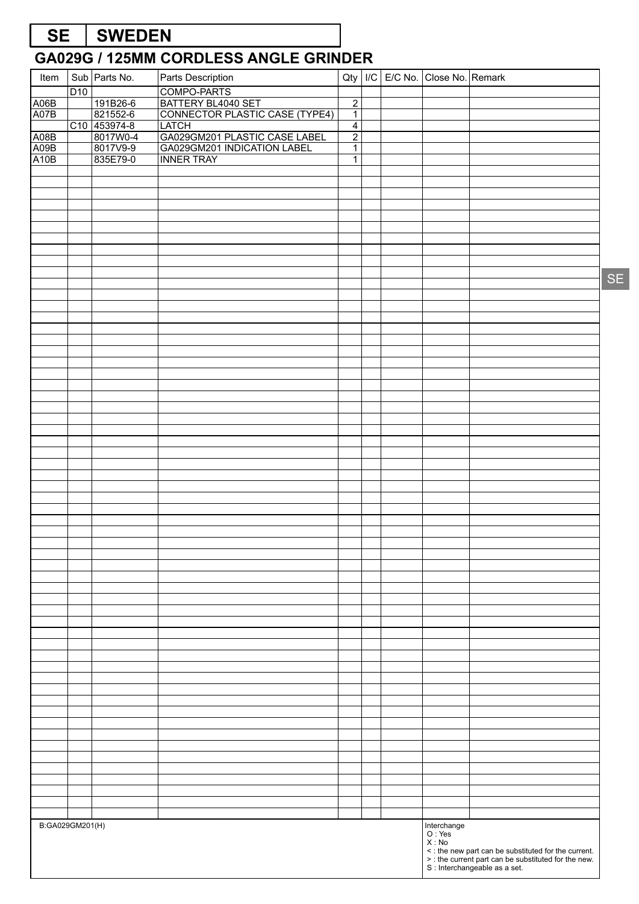# SE | SWEDEN

## GA029G / 125MM CORDLESS ANGLE GRINDER

| Item | Sub | Parts No. | Parts Description | Qty | I/C | E/C No. | Close No. | Remark |
|---|---|---|---|---|---|---|---|---|
| | D10 | | COMPO-PARTS | | | | | |
| A06B | | 191B26-6 | BATTERY BL4040 SET | 2 | | | | |
| A07B | | 821552-6 | CONNECTOR PLASTIC CASE (TYPE4) | 1 | | | | |
| | C10 | 453974-8 | LATCH | 4 | | | | |
| A08B | | 8017W0-4 | GA029GM201 PLASTIC CASE LABEL | 2 | | | | |
| A09B | | 8017V9-9 | GA029GM201 INDICATION LABEL | 1 | | | | |
| A10B | | 835E79-0 | INNER TRAY | 1 | | | | |

B:GA029GM201(H)

Interchange
O : Yes
X : No
< : the new part can be substituted for the current.
> : the current part can be substituted for the new.
S : Interchangeable as a set.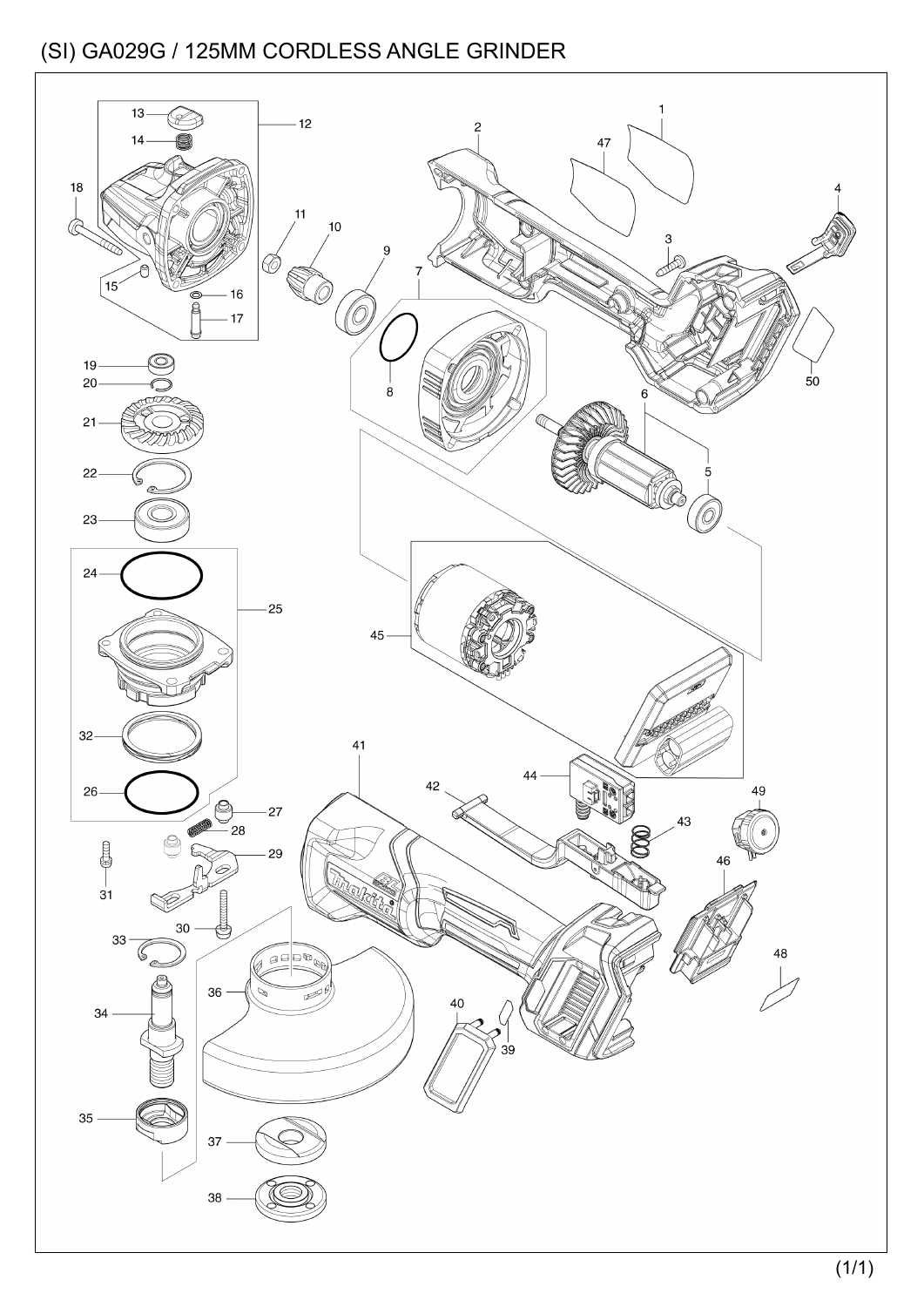# (SI) GA029G / 125MM CORDLESS ANGLE GRINDER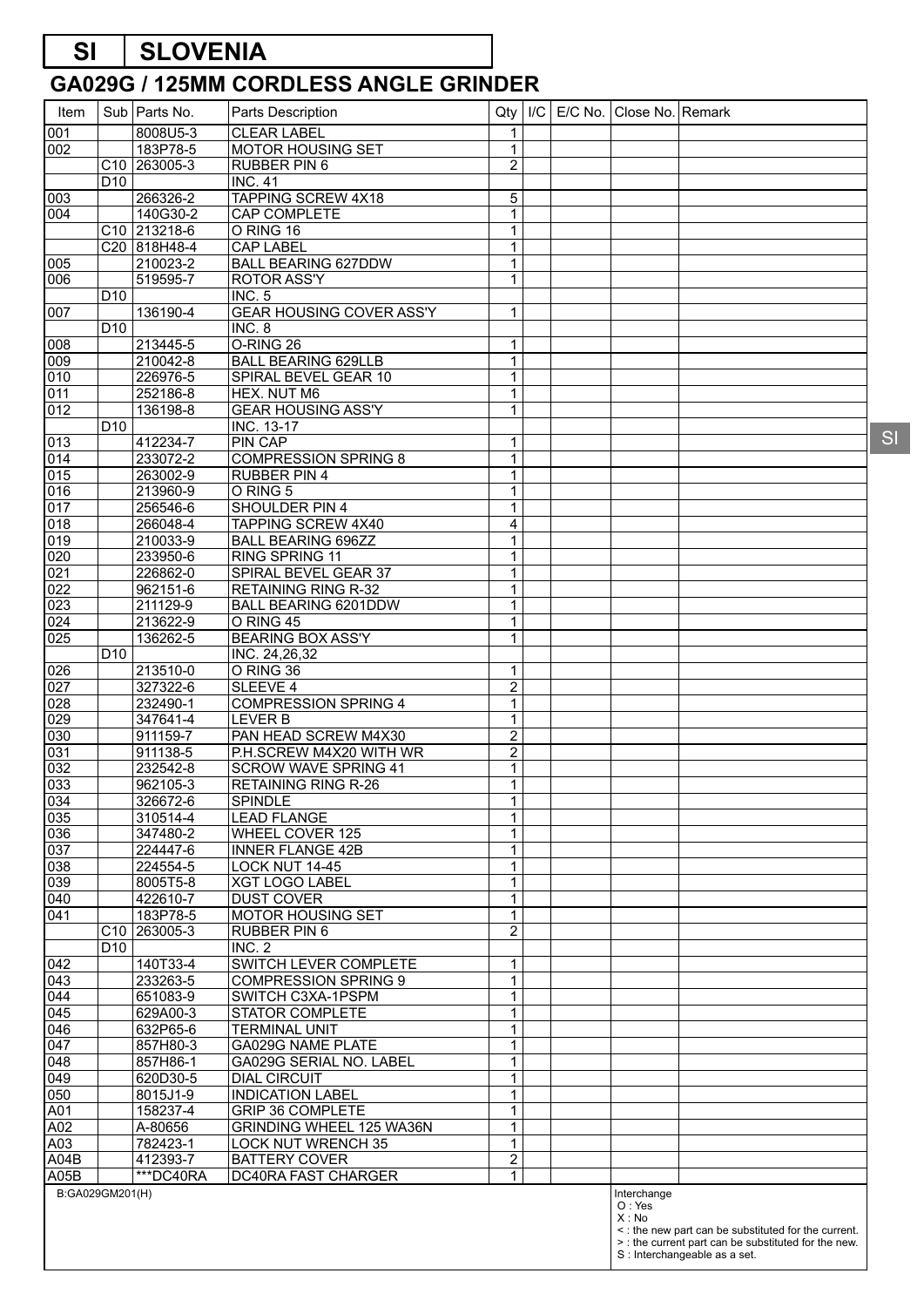# SI SLOVENIA

## GA029G / 125MM CORDLESS ANGLE GRINDER

| Item | Sub | Parts No. | Parts Description | Qty | I/C | E/C No. | Close No. | Remark |
|---|---|---|---|---|---|---|---|---|
| 001 | | 8008U5-3 | CLEAR LABEL | 1 | | | | |
| 002 | | 183P78-5 | MOTOR HOUSING SET | 1 | | | | |
| | C10 | 263005-3 | RUBBER PIN 6 | 2 | | | | |
| | D10 | | INC. 41 | | | | | |
| 003 | | 266326-2 | TAPPING SCREW 4X18 | 5 | | | | |
| 004 | | 140G30-2 | CAP COMPLETE | 1 | | | | |
| | C10 | 213218-6 | O RING 16 | 1 | | | | |
| | C20 | 818H48-4 | CAP LABEL | 1 | | | | |
| 005 | | 210023-2 | BALL BEARING 627DDW | 1 | | | | |
| 006 | | 519595-7 | ROTOR ASS'Y | 1 | | | | |
| | D10 | | INC. 5 | | | | | |
| 007 | | 136190-4 | GEAR HOUSING COVER ASS'Y | 1 | | | | |
| | D10 | | INC. 8 | | | | | |
| 008 | | 213445-5 | O-RING 26 | 1 | | | | |
| 009 | | 210042-8 | BALL BEARING 629LLB | 1 | | | | |
| 010 | | 226976-5 | SPIRAL BEVEL GEAR 10 | 1 | | | | |
| 011 | | 252186-8 | HEX. NUT M6 | 1 | | | | |
| 012 | | 136198-8 | GEAR HOUSING ASS'Y | 1 | | | | |
| | D10 | | INC. 13-17 | | | | | |
| 013 | | 412234-7 | PIN CAP | 1 | | | | |
| 014 | | 233072-2 | COMPRESSION SPRING 8 | 1 | | | | |
| 015 | | 263002-9 | RUBBER PIN 4 | 1 | | | | |
| 016 | | 213960-9 | O RING 5 | 1 | | | | |
| 017 | | 256546-6 | SHOULDER PIN 4 | 1 | | | | |
| 018 | | 266048-4 | TAPPING SCREW 4X40 | 4 | | | | |
| 019 | | 210033-9 | BALL BEARING 696ZZ | 1 | | | | |
| 020 | | 233950-6 | RING SPRING 11 | 1 | | | | |
| 021 | | 226862-0 | SPIRAL BEVEL GEAR 37 | 1 | | | | |
| 022 | | 962151-6 | RETAINING RING R-32 | 1 | | | | |
| 023 | | 211129-9 | BALL BEARING 6201DDW | 1 | | | | |
| 024 | | 213622-9 | O RING 45 | 1 | | | | |
| 025 | | 136262-5 | BEARING BOX ASS'Y | 1 | | | | |
| | D10 | | INC. 24,26,32 | | | | | |
| 026 | | 213510-0 | O RING 36 | 1 | | | | |
| 027 | | 327322-6 | SLEEVE 4 | 2 | | | | |
| 028 | | 232490-1 | COMPRESSION SPRING 4 | 1 | | | | |
| 029 | | 347641-4 | LEVER B | 1 | | | | |
| 030 | | 911159-7 | PAN HEAD SCREW M4X30 | 2 | | | | |
| 031 | | 911138-5 | P.H.SCREW M4X20 WITH WR | 2 | | | | |
| 032 | | 232542-8 | SCROW WAVE SPRING 41 | 1 | | | | |
| 033 | | 962105-3 | RETAINING RING R-26 | 1 | | | | |
| 034 | | 326672-6 | SPINDLE | 1 | | | | |
| 035 | | 310514-4 | LEAD FLANGE | 1 | | | | |
| 036 | | 347480-2 | WHEEL COVER 125 | 1 | | | | |
| 037 | | 224447-6 | INNER FLANGE 42B | 1 | | | | |
| 038 | | 224554-5 | LOCK NUT 14-45 | 1 | | | | |
| 039 | | 8005T5-8 | XGT LOGO LABEL | 1 | | | | |
| 040 | | 422610-7 | DUST COVER | 1 | | | | |
| 041 | | 183P78-5 | MOTOR HOUSING SET | 1 | | | | |
| | C10 | 263005-3 | RUBBER PIN 6 | 2 | | | | |
| | D10 | | INC. 2 | | | | | |
| 042 | | 140T33-4 | SWITCH LEVER COMPLETE | 1 | | | | |
| 043 | | 233263-5 | COMPRESSION SPRING 9 | 1 | | | | |
| 044 | | 651083-9 | SWITCH C3XA-1PSPM | 1 | | | | |
| 045 | | 629A00-3 | STATOR COMPLETE | 1 | | | | |
| 046 | | 632P65-6 | TERMINAL UNIT | 1 | | | | |
| 047 | | 857H80-3 | GA029G NAME PLATE | 1 | | | | |
| 048 | | 857H86-1 | GA029G SERIAL NO. LABEL | 1 | | | | |
| 049 | | 620D30-5 | DIAL CIRCUIT | 1 | | | | |
| 050 | | 8015J1-9 | INDICATION LABEL | 1 | | | | |
| A01 | | 158237-4 | GRIP 36 COMPLETE | 1 | | | | |
| A02 | | A-80656 | GRINDING WHEEL 125 WA36N | 1 | | | | |
| A03 | | 782423-1 | LOCK NUT WRENCH 35 | 1 | | | | |
| A04B | | 412393-7 | BATTERY COVER | 2 | | | | |
| A05B | | ***DC40RA | DC40RA FAST CHARGER | 1 | | | | |

B:GA029GM201(H)

Interchange
O : Yes
X : No
< : the new part can be substituted for the current.
> : the current part can be substituted for the new.
S : Interchangeable as a set.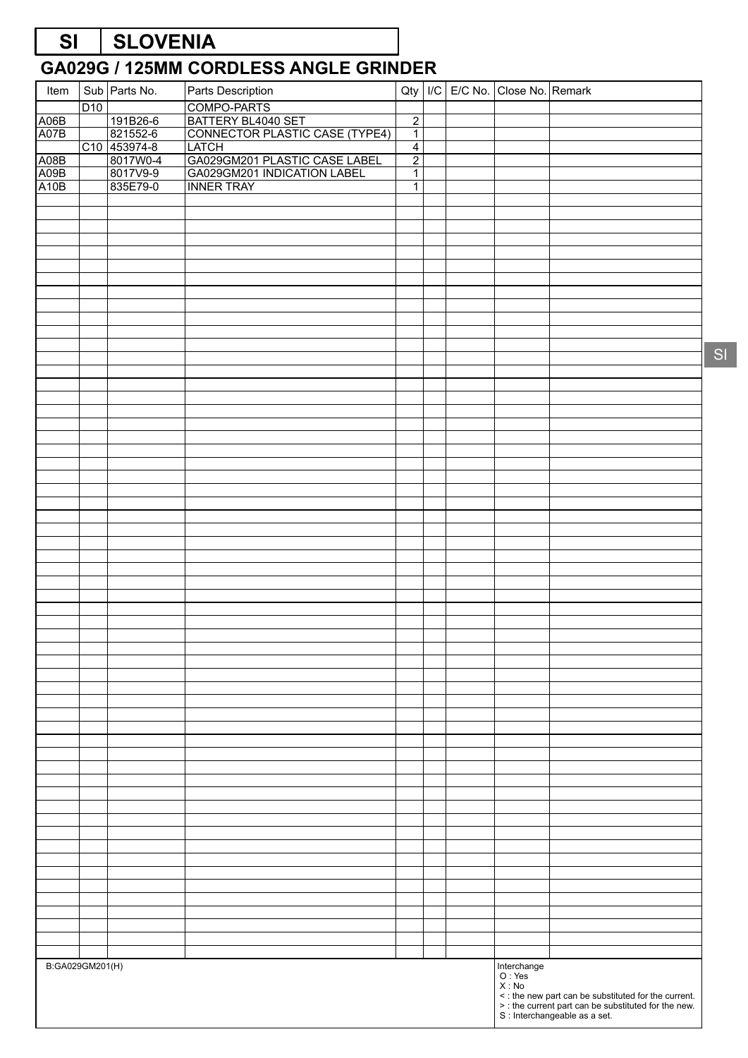# SI SLOVENIA

## GA029G / 125MM CORDLESS ANGLE GRINDER

| Item | Sub | Parts No. | Parts Description | Qty | I/C | E/C No. | Close No. | Remark |
|---|---|---|---|---|---|---|---|---|
| | D10 | | COMPO-PARTS | | | | | |
| A06B | | 191B26-6 | BATTERY BL4040 SET | 2 | | | | |
| A07B | | 821552-6 | CONNECTOR PLASTIC CASE (TYPE4) | 1 | | | | |
| | C10 | 453974-8 | LATCH | 4 | | | | |
| A08B | | 8017W0-4 | GA029GM201 PLASTIC CASE LABEL | 2 | | | | |
| A09B | | 8017V9-9 | GA029GM201 INDICATION LABEL | 1 | | | | |
| A10B | | 835E79-0 | INNER TRAY | 1 | | | | |

B:GA029GM201(H)

Interchange
O : Yes
X : No
< : the new part can be substituted for the current.
> : the current part can be substituted for the new.
S : Interchangeable as a set.